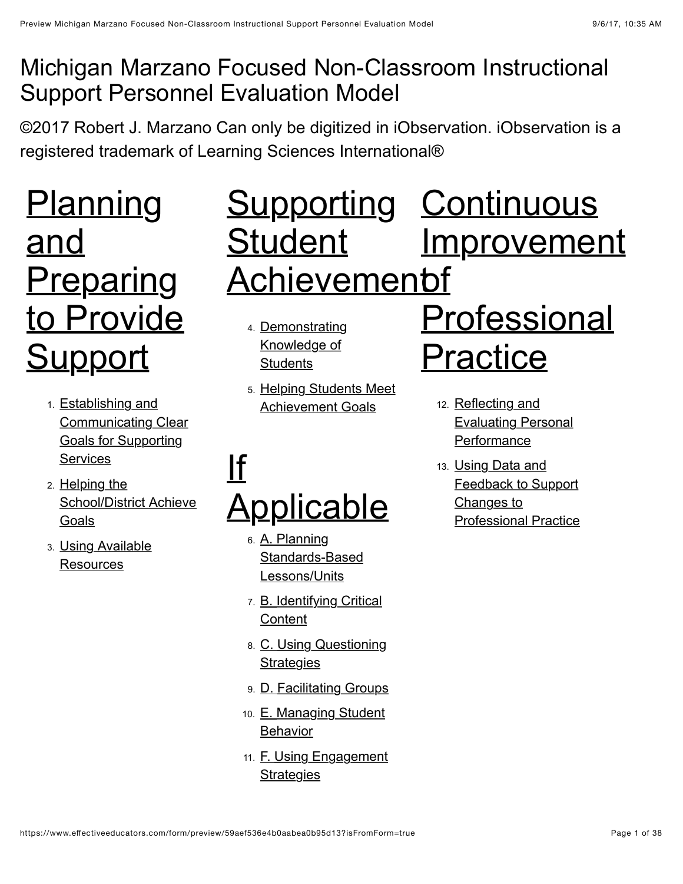# Michigan Marzano Focused Non-Classroom Instructional Support Personnel Evaluation Model

©2017 Robert J. Marzano Can only be digitized in iObservation. iObservation is a registered trademark of Learning Sciences International®

## Planning and Preparing to Provide Support

1. Establishing and Communicating Clear Goals for Supporting Services
2. Helping the School/District Achieve Goals
3. Using Available Resources

## Supporting Student Achievement

4. Demonstrating Knowledge of Students
5. Helping Students Meet Achievement Goals

## If Applicable

6. A. Planning Standards-Based Lessons/Units
7. B. Identifying Critical Content
8. C. Using Questioning Strategies
9. D. Facilitating Groups
10. E. Managing Student Behavior
11. F. Using Engagement Strategies

## Continuous Improvement of Professional Practice

12. Reflecting and Evaluating Personal Performance
13. Using Data and Feedback to Support Changes to Professional Practice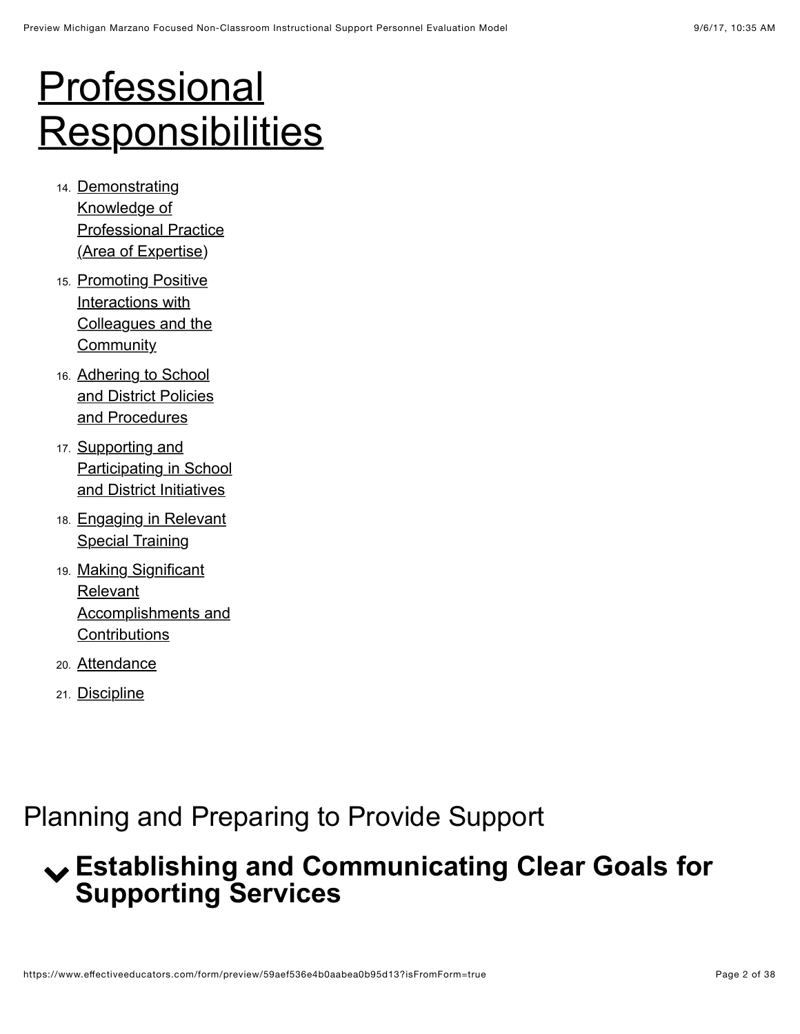# Professional Responsibilities

14. Demonstrating Knowledge of Professional Practice (Area of Expertise)
15. Promoting Positive Interactions with Colleagues and the Community
16. Adhering to School and District Policies and Procedures
17. Supporting and Participating in School and District Initiatives
18. Engaging in Relevant Special Training
19. Making Significant Relevant Accomplishments and Contributions
20. Attendance
21. Discipline

## Planning and Preparing to Provide Support

### Establishing and Communicating Clear Goals for Supporting Services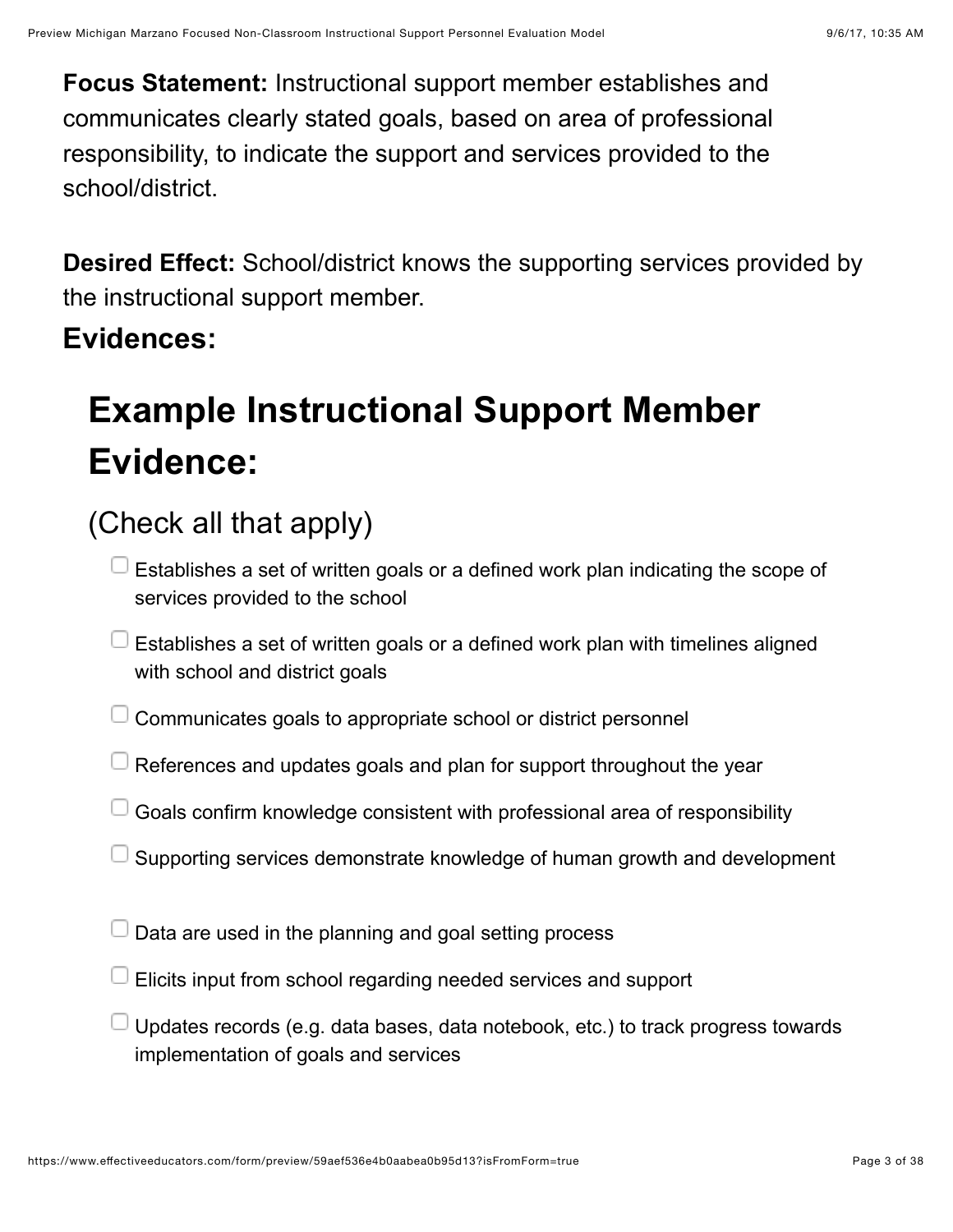**Focus Statement:** Instructional support member establishes and communicates clearly stated goals, based on area of professional responsibility, to indicate the support and services provided to the school/district.

**Desired Effect:** School/district knows the supporting services provided by the instructional support member.

**Evidences:**

# Example Instructional Support Member Evidence:

## (Check all that apply)

- [ ] Establishes a set of written goals or a defined work plan indicating the scope of services provided to the school
- [ ] Establishes a set of written goals or a defined work plan with timelines aligned with school and district goals
- [ ] Communicates goals to appropriate school or district personnel
- [ ] References and updates goals and plan for support throughout the year
- [ ] Goals confirm knowledge consistent with professional area of responsibility
- [ ] Supporting services demonstrate knowledge of human growth and development
- [ ] Data are used in the planning and goal setting process
- [ ] Elicits input from school regarding needed services and support
- [ ] Updates records (e.g. data bases, data notebook, etc.) to track progress towards implementation of goals and services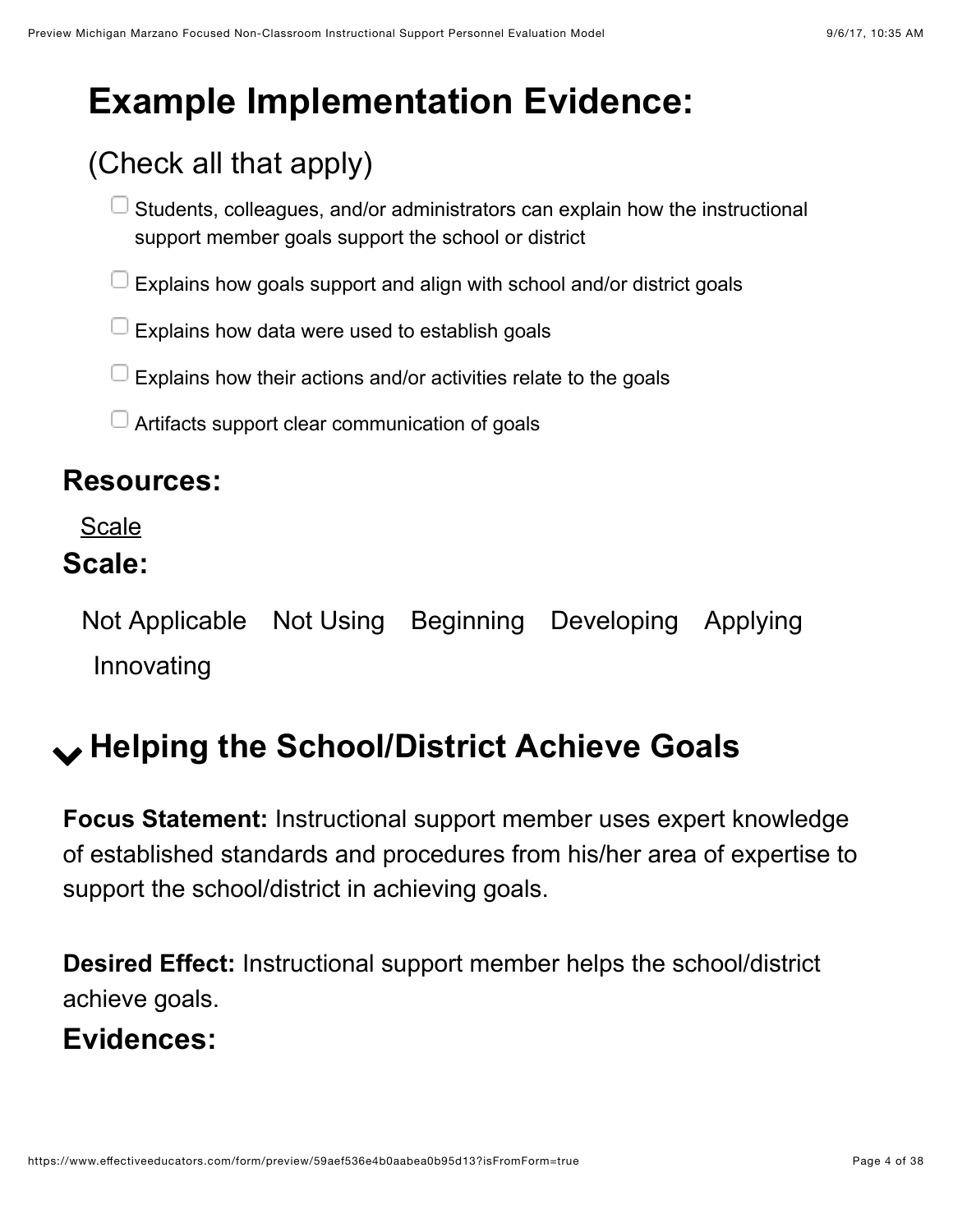## Example Implementation Evidence:

(Check all that apply)

- ☐ Students, colleagues, and/or administrators can explain how the instructional support member goals support the school or district
- ☐ Explains how goals support and align with school and/or district goals
- ☐ Explains how data were used to establish goals
- ☐ Explains how their actions and/or activities relate to the goals
- ☐ Artifacts support clear communication of goals

### Resources:

Scale

### Scale:

Not Applicable    Not Using    Beginning    Developing    Applying    Innovating

## Helping the School/District Achieve Goals

**Focus Statement:** Instructional support member uses expert knowledge of established standards and procedures from his/her area of expertise to support the school/district in achieving goals.

**Desired Effect:** Instructional support member helps the school/district achieve goals.

### Evidences: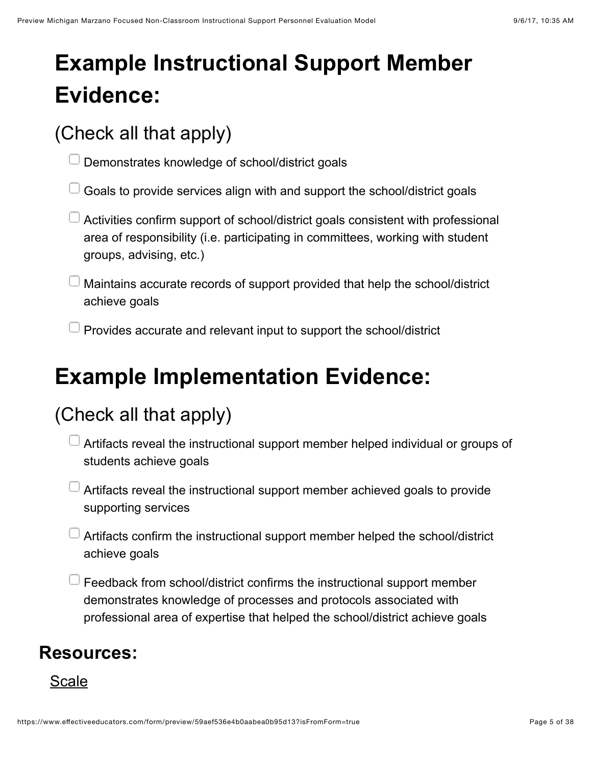# Example Instructional Support Member Evidence:

## (Check all that apply)

- [ ] Demonstrates knowledge of school/district goals
- [ ] Goals to provide services align with and support the school/district goals
- [ ] Activities confirm support of school/district goals consistent with professional area of responsibility (i.e. participating in committees, working with student groups, advising, etc.)
- [ ] Maintains accurate records of support provided that help the school/district achieve goals
- [ ] Provides accurate and relevant input to support the school/district

# Example Implementation Evidence:

## (Check all that apply)

- [ ] Artifacts reveal the instructional support member helped individual or groups of students achieve goals
- [ ] Artifacts reveal the instructional support member achieved goals to provide supporting services
- [ ] Artifacts confirm the instructional support member helped the school/district achieve goals
- [ ] Feedback from school/district confirms the instructional support member demonstrates knowledge of processes and protocols associated with professional area of expertise that helped the school/district achieve goals

### Resources:

Scale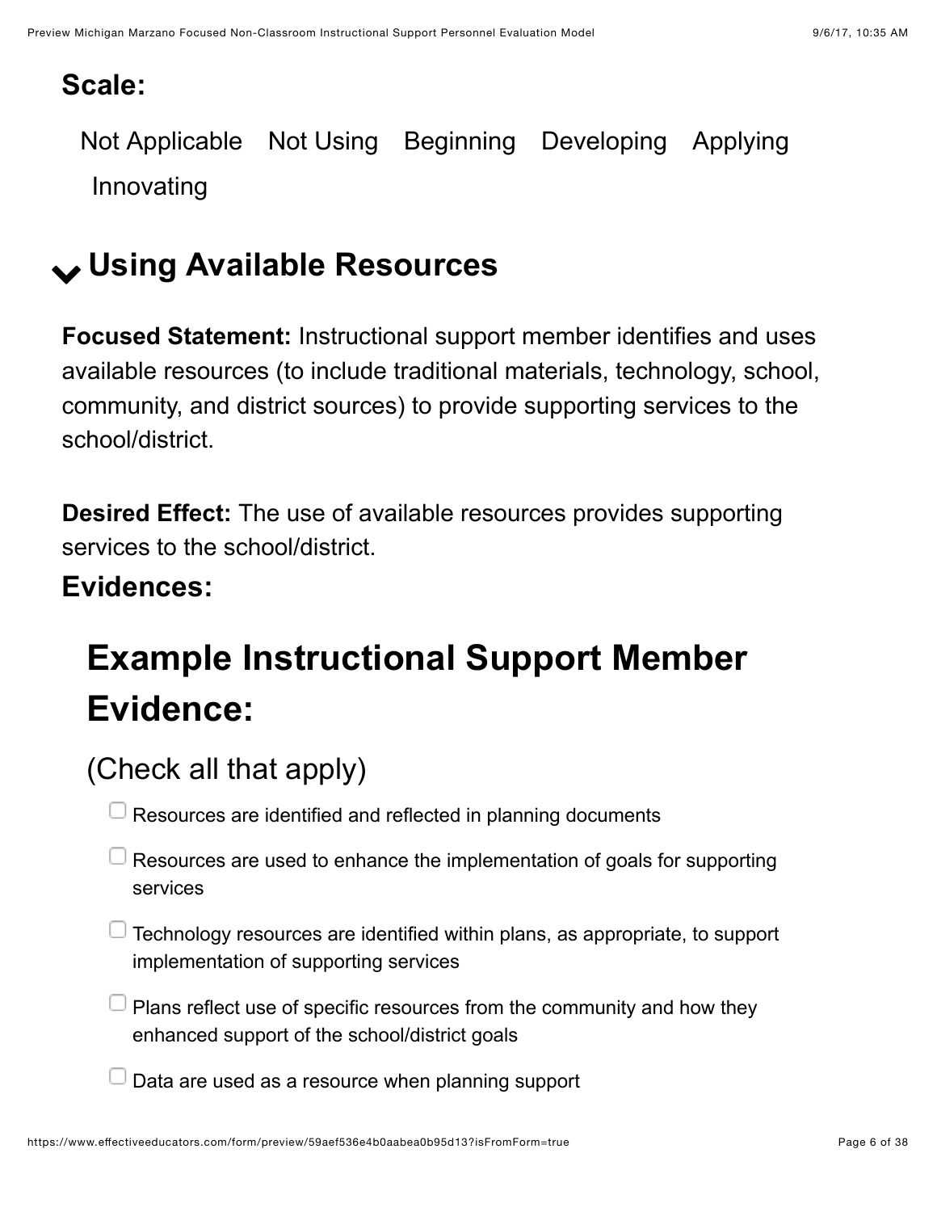**Scale:**

Not Applicable Not Using Beginning Developing Applying Innovating

## Using Available Resources

**Focused Statement:** Instructional support member identifies and uses available resources (to include traditional materials, technology, school, community, and district sources) to provide supporting services to the school/district.

**Desired Effect:** The use of available resources provides supporting services to the school/district.

**Evidences:**

# Example Instructional Support Member Evidence:

(Check all that apply)

- [ ] Resources are identified and reflected in planning documents
- [ ] Resources are used to enhance the implementation of goals for supporting services
- [ ] Technology resources are identified within plans, as appropriate, to support implementation of supporting services
- [ ] Plans reflect use of specific resources from the community and how they enhanced support of the school/district goals
- [ ] Data are used as a resource when planning support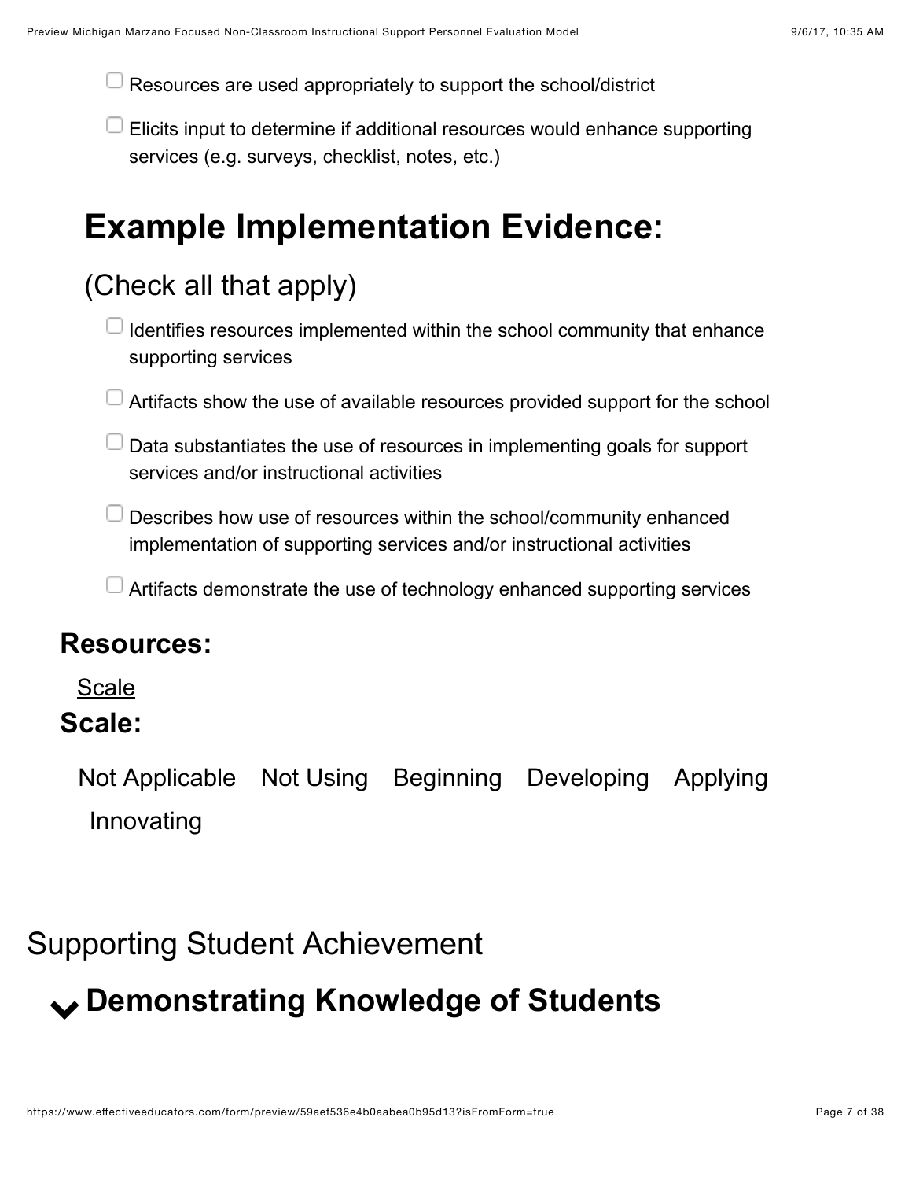- [ ] Resources are used appropriately to support the school/district
- [ ] Elicits input to determine if additional resources would enhance supporting services (e.g. surveys, checklist, notes, etc.)

## Example Implementation Evidence:

### (Check all that apply)

- [ ] Identifies resources implemented within the school community that enhance supporting services
- [ ] Artifacts show the use of available resources provided support for the school
- [ ] Data substantiates the use of resources in implementing goals for support services and/or instructional activities
- [ ] Describes how use of resources within the school/community enhanced implementation of supporting services and/or instructional activities
- [ ] Artifacts demonstrate the use of technology enhanced supporting services

### Resources:

Scale

### Scale:

Not Applicable   Not Using   Beginning   Developing   Applying   Innovating

# Supporting Student Achievement

## Demonstrating Knowledge of Students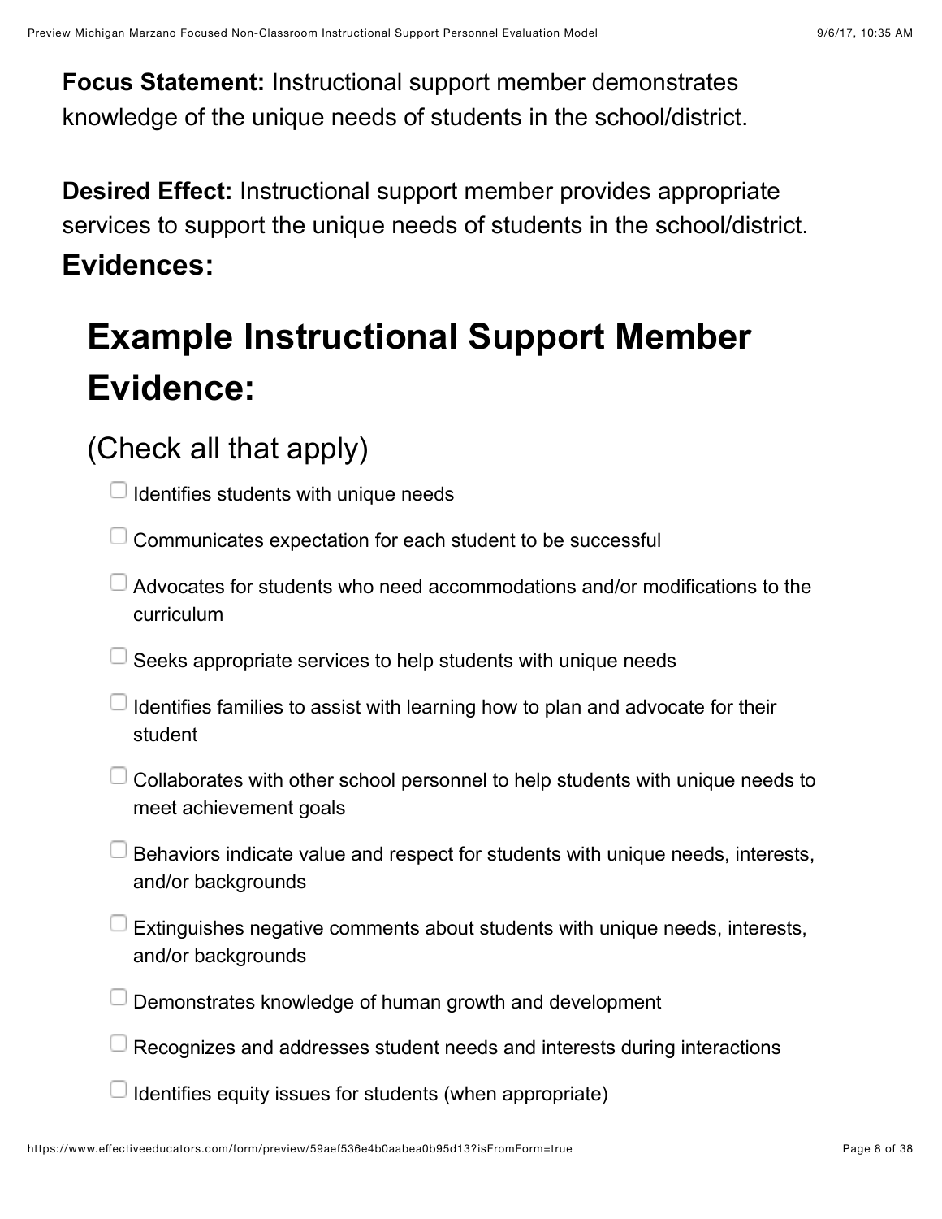**Focus Statement:** Instructional support member demonstrates knowledge of the unique needs of students in the school/district.

**Desired Effect:** Instructional support member provides appropriate services to support the unique needs of students in the school/district.

**Evidences:**

## Example Instructional Support Member Evidence:

### (Check all that apply)

- [ ] Identifies students with unique needs
- [ ] Communicates expectation for each student to be successful
- [ ] Advocates for students who need accommodations and/or modifications to the curriculum
- [ ] Seeks appropriate services to help students with unique needs
- [ ] Identifies families to assist with learning how to plan and advocate for their student
- [ ] Collaborates with other school personnel to help students with unique needs to meet achievement goals
- [ ] Behaviors indicate value and respect for students with unique needs, interests, and/or backgrounds
- [ ] Extinguishes negative comments about students with unique needs, interests, and/or backgrounds
- [ ] Demonstrates knowledge of human growth and development
- [ ] Recognizes and addresses student needs and interests during interactions
- [ ] Identifies equity issues for students (when appropriate)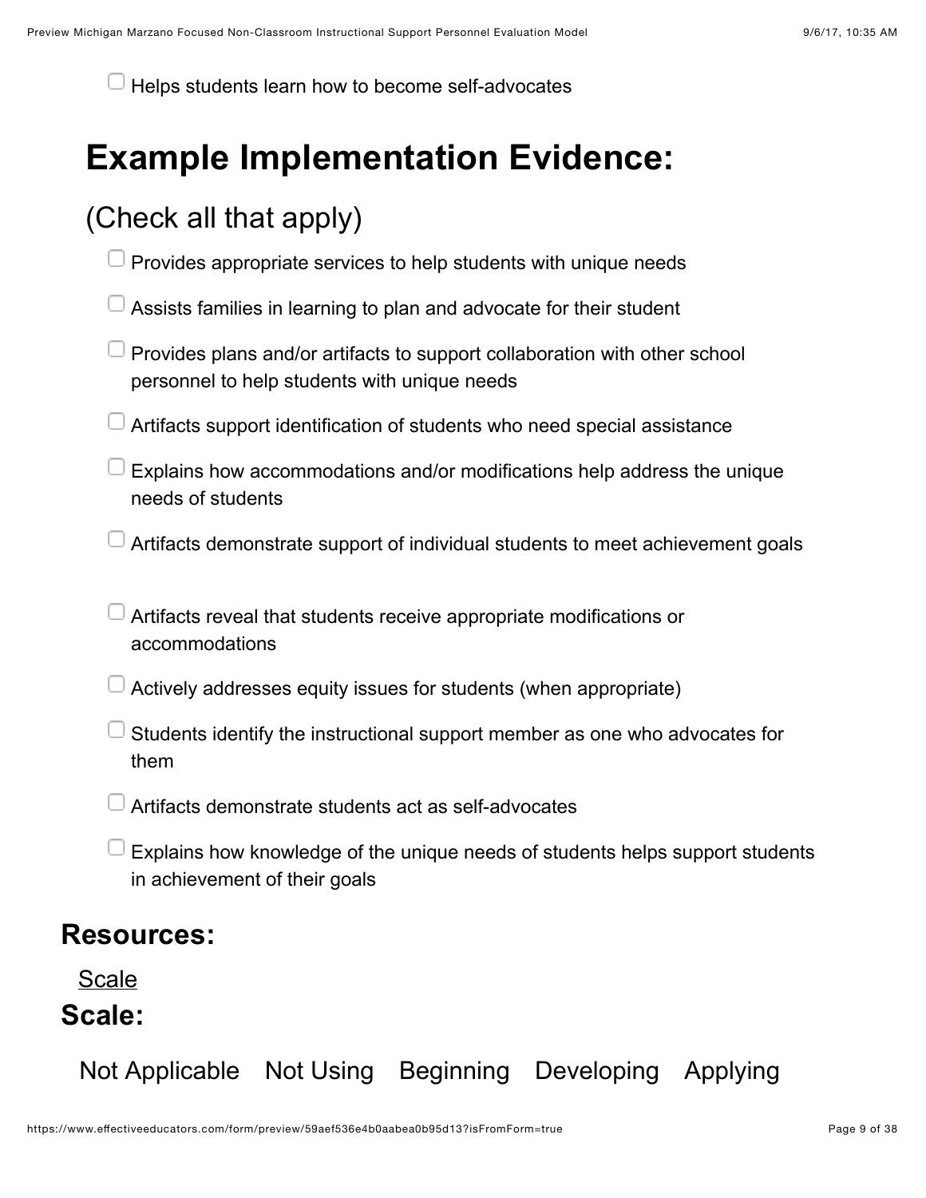- [ ] Helps students learn how to become self-advocates

# Example Implementation Evidence:

## (Check all that apply)

- [ ] Provides appropriate services to help students with unique needs
- [ ] Assists families in learning to plan and advocate for their student
- [ ] Provides plans and/or artifacts to support collaboration with other school personnel to help students with unique needs
- [ ] Artifacts support identification of students who need special assistance
- [ ] Explains how accommodations and/or modifications help address the unique needs of students
- [ ] Artifacts demonstrate support of individual students to meet achievement goals
- [ ] Artifacts reveal that students receive appropriate modifications or accommodations
- [ ] Actively addresses equity issues for students (when appropriate)
- [ ] Students identify the instructional support member as one who advocates for them
- [ ] Artifacts demonstrate students act as self-advocates
- [ ] Explains how knowledge of the unique needs of students helps support students in achievement of their goals

### Resources:

Scale

### Scale:

Not Applicable Not Using Beginning Developing Applying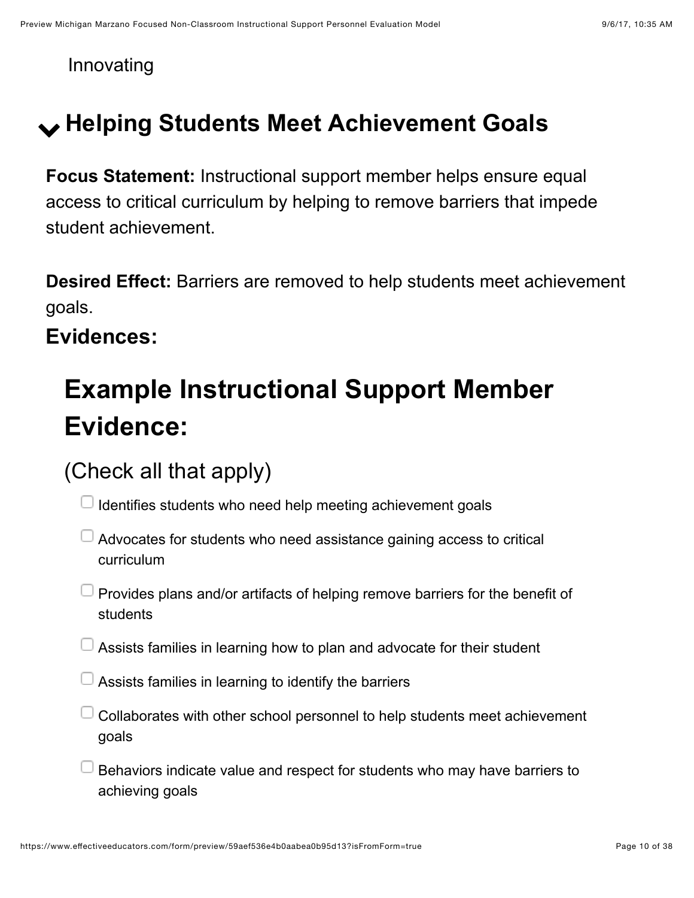Innovating

## Helping Students Meet Achievement Goals

**Focus Statement:** Instructional support member helps ensure equal access to critical curriculum by helping to remove barriers that impede student achievement.

**Desired Effect:** Barriers are removed to help students meet achievement goals.

**Evidences:**

# Example Instructional Support Member Evidence:

(Check all that apply)

- [ ] Identifies students who need help meeting achievement goals
- [ ] Advocates for students who need assistance gaining access to critical curriculum
- [ ] Provides plans and/or artifacts of helping remove barriers for the benefit of students
- [ ] Assists families in learning how to plan and advocate for their student
- [ ] Assists families in learning to identify the barriers
- [ ] Collaborates with other school personnel to help students meet achievement goals
- [ ] Behaviors indicate value and respect for students who may have barriers to achieving goals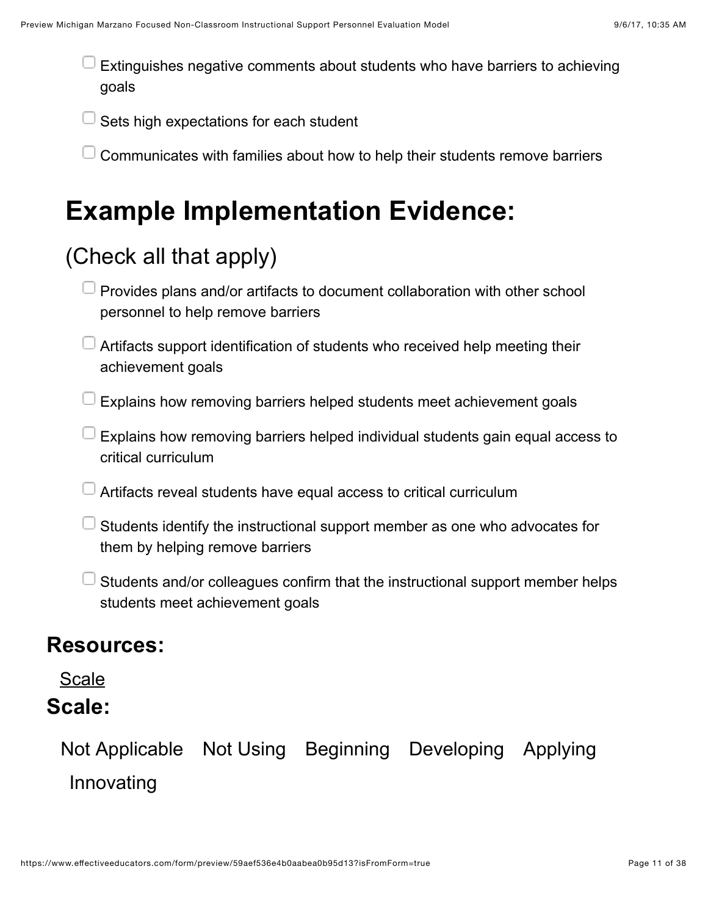- [ ] Extinguishes negative comments about students who have barriers to achieving goals
- [ ] Sets high expectations for each student
- [ ] Communicates with families about how to help their students remove barriers

# Example Implementation Evidence:

## (Check all that apply)

- [ ] Provides plans and/or artifacts to document collaboration with other school personnel to help remove barriers
- [ ] Artifacts support identification of students who received help meeting their achievement goals
- [ ] Explains how removing barriers helped students meet achievement goals
- [ ] Explains how removing barriers helped individual students gain equal access to critical curriculum
- [ ] Artifacts reveal students have equal access to critical curriculum
- [ ] Students identify the instructional support member as one who advocates for them by helping remove barriers
- [ ] Students and/or colleagues confirm that the instructional support member helps students meet achievement goals

### Resources:

Scale

### Scale:

Not Applicable Not Using Beginning Developing Applying Innovating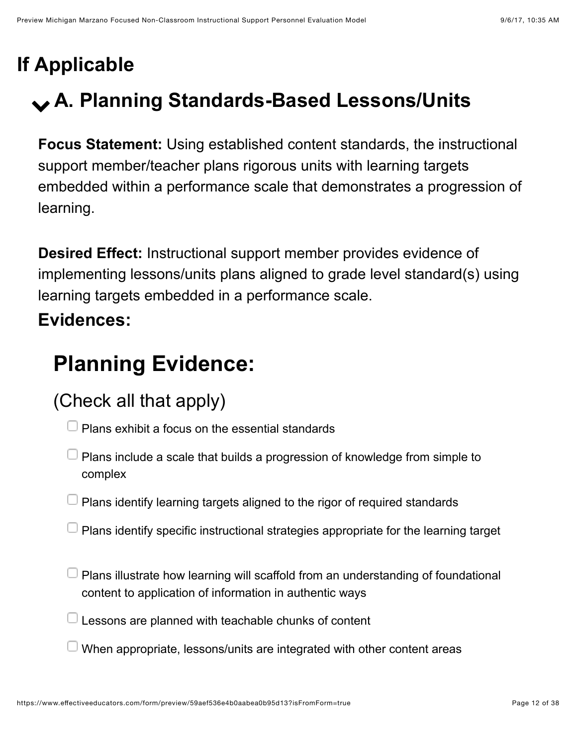# If Applicable

## A. Planning Standards-Based Lessons/Units

**Focus Statement:** Using established content standards, the instructional support member/teacher plans rigorous units with learning targets embedded within a performance scale that demonstrates a progression of learning.

**Desired Effect:** Instructional support member provides evidence of implementing lessons/units plans aligned to grade level standard(s) using learning targets embedded in a performance scale.

**Evidences:**

## Planning Evidence:

### (Check all that apply)

- [ ] Plans exhibit a focus on the essential standards
- [ ] Plans include a scale that builds a progression of knowledge from simple to complex
- [ ] Plans identify learning targets aligned to the rigor of required standards
- [ ] Plans identify specific instructional strategies appropriate for the learning target
- [ ] Plans illustrate how learning will scaffold from an understanding of foundational content to application of information in authentic ways
- [ ] Lessons are planned with teachable chunks of content
- [ ] When appropriate, lessons/units are integrated with other content areas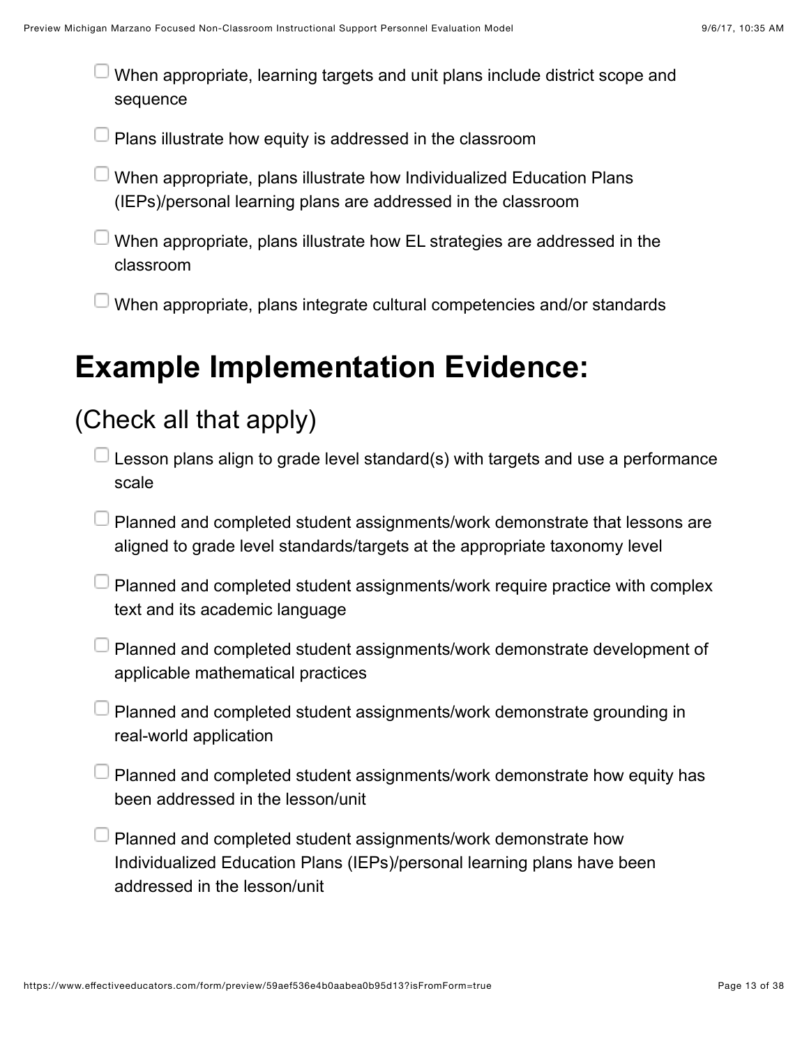- [ ] When appropriate, learning targets and unit plans include district scope and sequence
- [ ] Plans illustrate how equity is addressed in the classroom
- [ ] When appropriate, plans illustrate how Individualized Education Plans (IEPs)/personal learning plans are addressed in the classroom
- [ ] When appropriate, plans illustrate how EL strategies are addressed in the classroom
- [ ] When appropriate, plans integrate cultural competencies and/or standards

# Example Implementation Evidence:

## (Check all that apply)

- [ ] Lesson plans align to grade level standard(s) with targets and use a performance scale
- [ ] Planned and completed student assignments/work demonstrate that lessons are aligned to grade level standards/targets at the appropriate taxonomy level
- [ ] Planned and completed student assignments/work require practice with complex text and its academic language
- [ ] Planned and completed student assignments/work demonstrate development of applicable mathematical practices
- [ ] Planned and completed student assignments/work demonstrate grounding in real-world application
- [ ] Planned and completed student assignments/work demonstrate how equity has been addressed in the lesson/unit
- [ ] Planned and completed student assignments/work demonstrate how Individualized Education Plans (IEPs)/personal learning plans have been addressed in the lesson/unit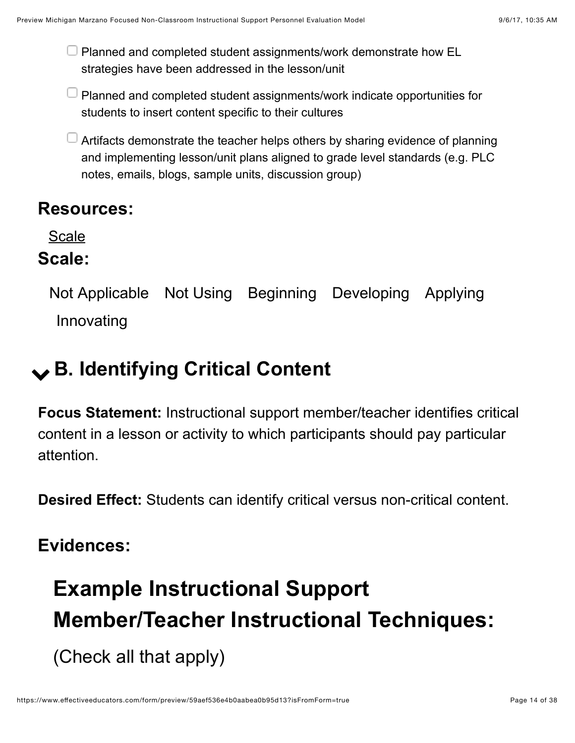- [ ] Planned and completed student assignments/work demonstrate how EL strategies have been addressed in the lesson/unit
- [ ] Planned and completed student assignments/work indicate opportunities for students to insert content specific to their cultures
- [ ] Artifacts demonstrate the teacher helps others by sharing evidence of planning and implementing lesson/unit plans aligned to grade level standards (e.g. PLC notes, emails, blogs, sample units, discussion group)

## Resources:

Scale

## Scale:

Not Applicable Not Using Beginning Developing Applying Innovating

# B. Identifying Critical Content

**Focus Statement:** Instructional support member/teacher identifies critical content in a lesson or activity to which participants should pay particular attention.

**Desired Effect:** Students can identify critical versus non-critical content.

## Evidences:

# Example Instructional Support Member/Teacher Instructional Techniques:

(Check all that apply)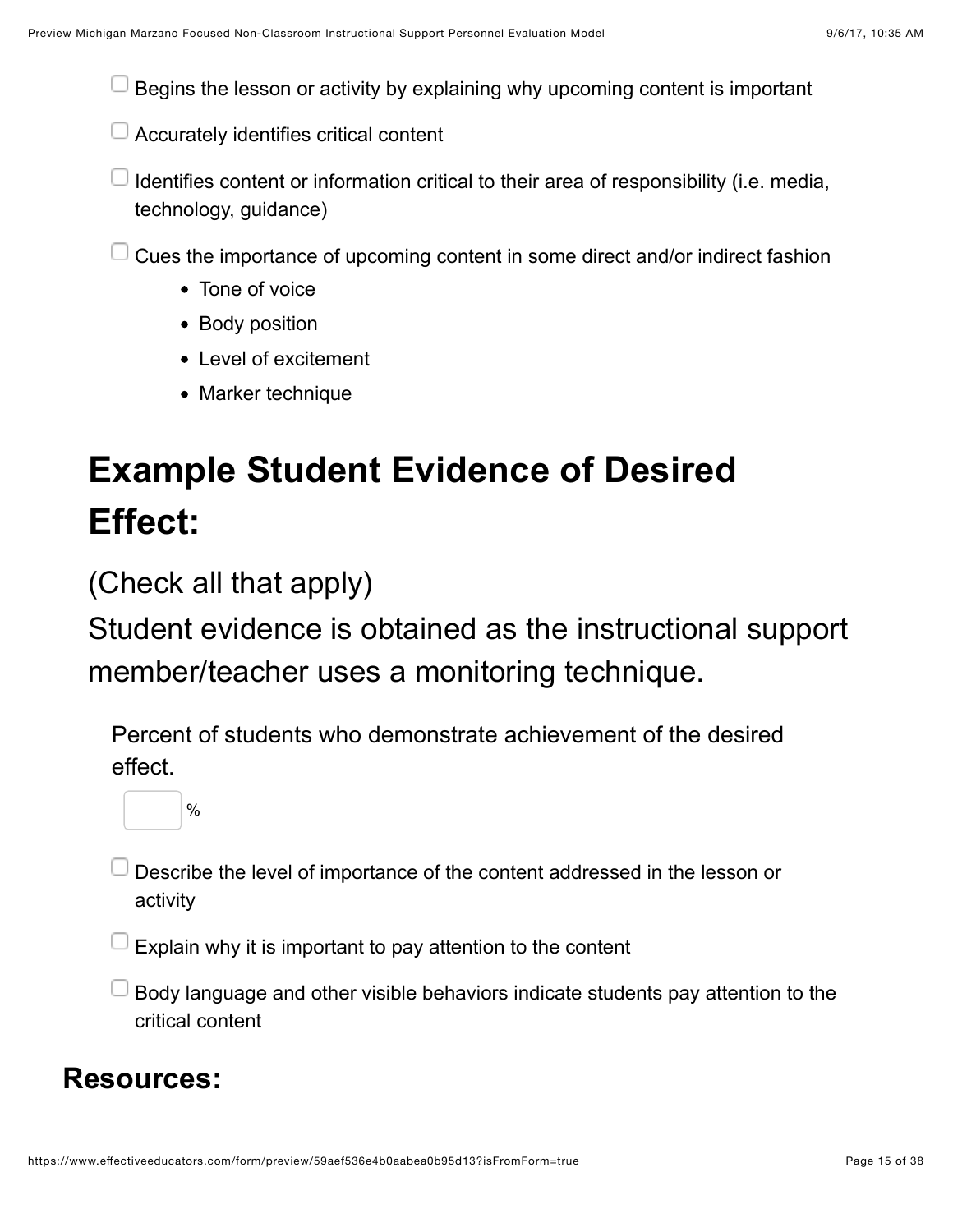- [ ] Begins the lesson or activity by explaining why upcoming content is important
- [ ] Accurately identifies critical content
- [ ] Identifies content or information critical to their area of responsibility (i.e. media, technology, guidance)
- [ ] Cues the importance of upcoming content in some direct and/or indirect fashion
    - Tone of voice
    - Body position
    - Level of excitement
    - Marker technique

# Example Student Evidence of Desired Effect:

(Check all that apply)

Student evidence is obtained as the instructional support member/teacher uses a monitoring technique.

Percent of students who demonstrate achievement of the desired effect.

____ %

- [ ] Describe the level of importance of the content addressed in the lesson or activity
- [ ] Explain why it is important to pay attention to the content
- [ ] Body language and other visible behaviors indicate students pay attention to the critical content

## Resources: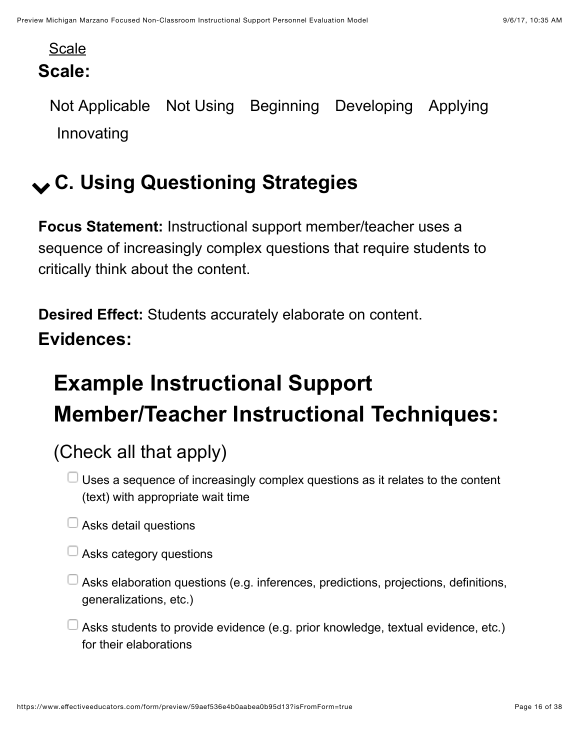Scale

**Scale:**

Not Applicable Not Using Beginning Developing Applying Innovating

## C. Using Questioning Strategies

**Focus Statement:** Instructional support member/teacher uses a sequence of increasingly complex questions that require students to critically think about the content.

**Desired Effect:** Students accurately elaborate on content.

**Evidences:**

# Example Instructional Support Member/Teacher Instructional Techniques:

(Check all that apply)

- [ ] Uses a sequence of increasingly complex questions as it relates to the content (text) with appropriate wait time
- [ ] Asks detail questions
- [ ] Asks category questions
- [ ] Asks elaboration questions (e.g. inferences, predictions, projections, definitions, generalizations, etc.)
- [ ] Asks students to provide evidence (e.g. prior knowledge, textual evidence, etc.) for their elaborations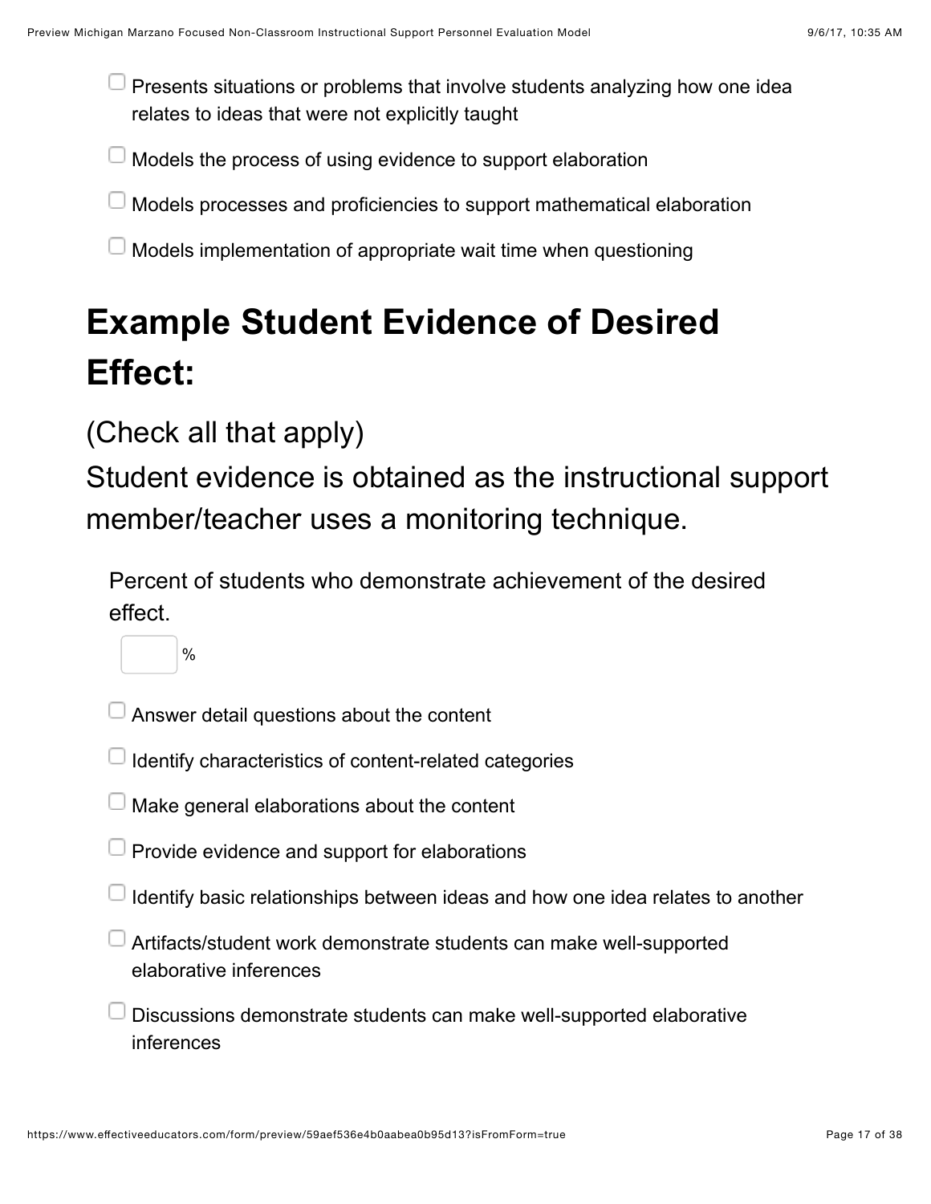- [ ] Presents situations or problems that involve students analyzing how one idea relates to ideas that were not explicitly taught
- [ ] Models the process of using evidence to support elaboration
- [ ] Models processes and proficiencies to support mathematical elaboration
- [ ] Models implementation of appropriate wait time when questioning

# Example Student Evidence of Desired Effect:

(Check all that apply)

Student evidence is obtained as the instructional support member/teacher uses a monitoring technique.

Percent of students who demonstrate achievement of the desired effect.

____ %

- [ ] Answer detail questions about the content
- [ ] Identify characteristics of content-related categories
- [ ] Make general elaborations about the content
- [ ] Provide evidence and support for elaborations
- [ ] Identify basic relationships between ideas and how one idea relates to another
- [ ] Artifacts/student work demonstrate students can make well-supported elaborative inferences
- [ ] Discussions demonstrate students can make well-supported elaborative inferences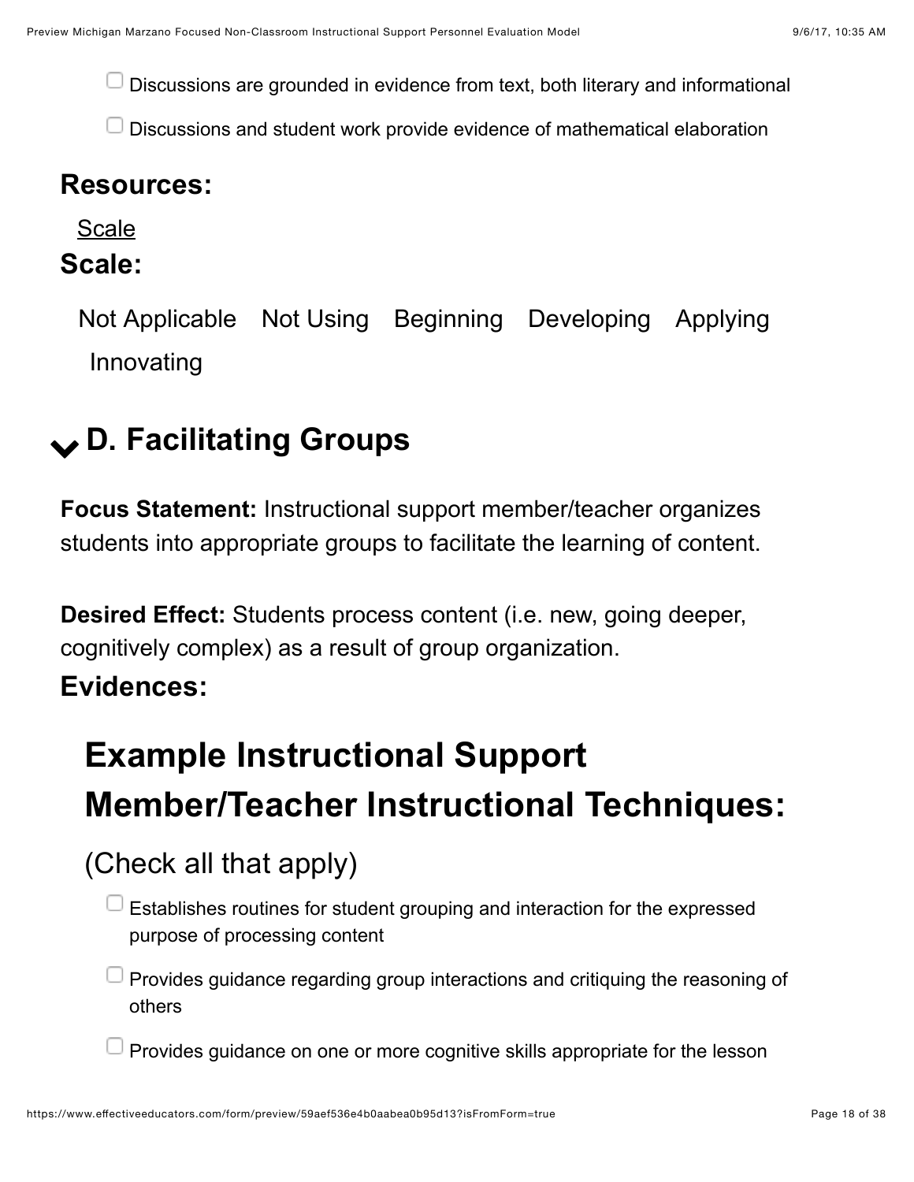- ☐ Discussions are grounded in evidence from text, both literary and informational
- ☐ Discussions and student work provide evidence of mathematical elaboration

**Resources:**

Scale

**Scale:**

Not Applicable Not Using Beginning Developing Applying Innovating

## D. Facilitating Groups

**Focus Statement:** Instructional support member/teacher organizes students into appropriate groups to facilitate the learning of content.

**Desired Effect:** Students process content (i.e. new, going deeper, cognitively complex) as a result of group organization.

**Evidences:**

## Example Instructional Support Member/Teacher Instructional Techniques:

(Check all that apply)

- ☐ Establishes routines for student grouping and interaction for the expressed purpose of processing content
- ☐ Provides guidance regarding group interactions and critiquing the reasoning of others
- ☐ Provides guidance on one or more cognitive skills appropriate for the lesson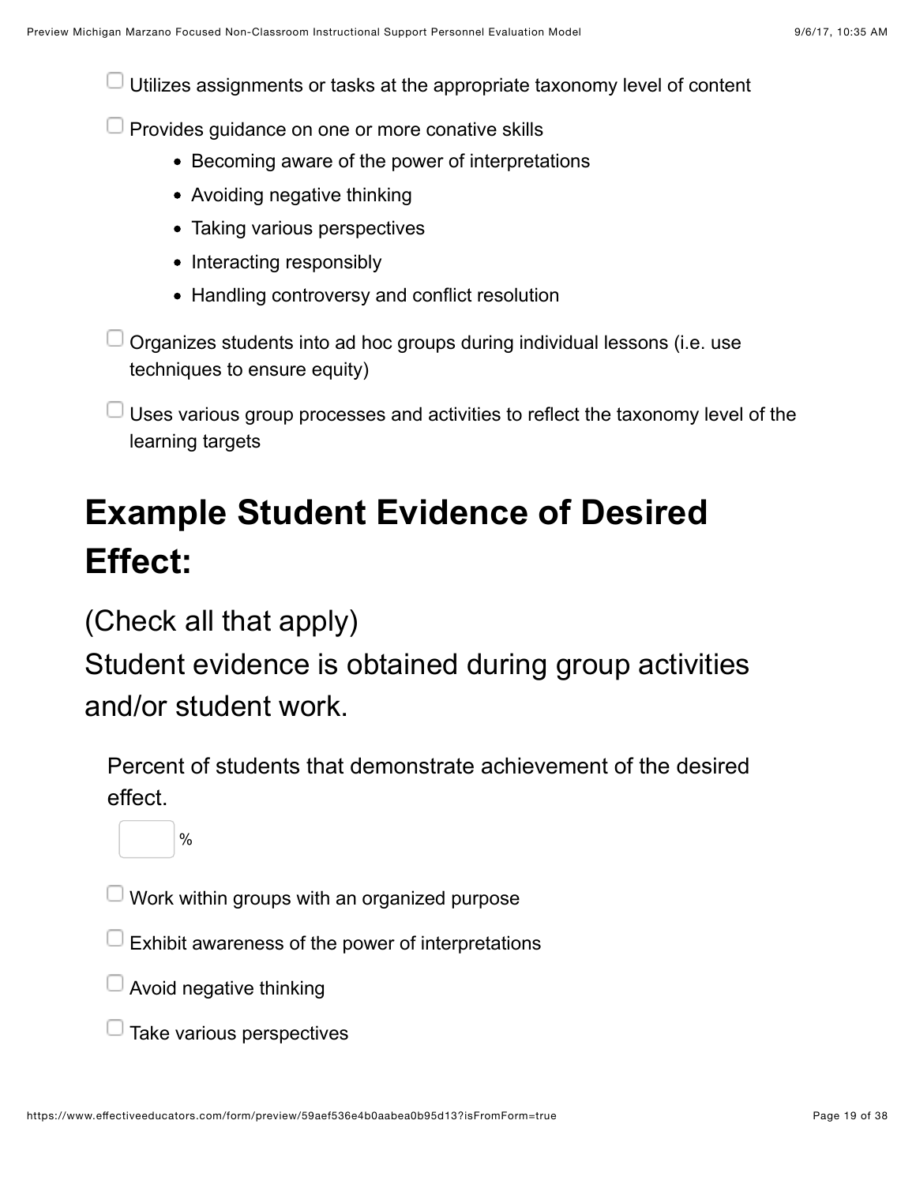- [ ] Utilizes assignments or tasks at the appropriate taxonomy level of content
- [ ] Provides guidance on one or more conative skills
    - Becoming aware of the power of interpretations
    - Avoiding negative thinking
    - Taking various perspectives
    - Interacting responsibly
    - Handling controversy and conflict resolution
- [ ] Organizes students into ad hoc groups during individual lessons (i.e. use techniques to ensure equity)
- [ ] Uses various group processes and activities to reflect the taxonomy level of the learning targets

# Example Student Evidence of Desired Effect:

(Check all that apply)
Student evidence is obtained during group activities and/or student work.

Percent of students that demonstrate achievement of the desired effect.

[ ] %

- [ ] Work within groups with an organized purpose
- [ ] Exhibit awareness of the power of interpretations
- [ ] Avoid negative thinking
- [ ] Take various perspectives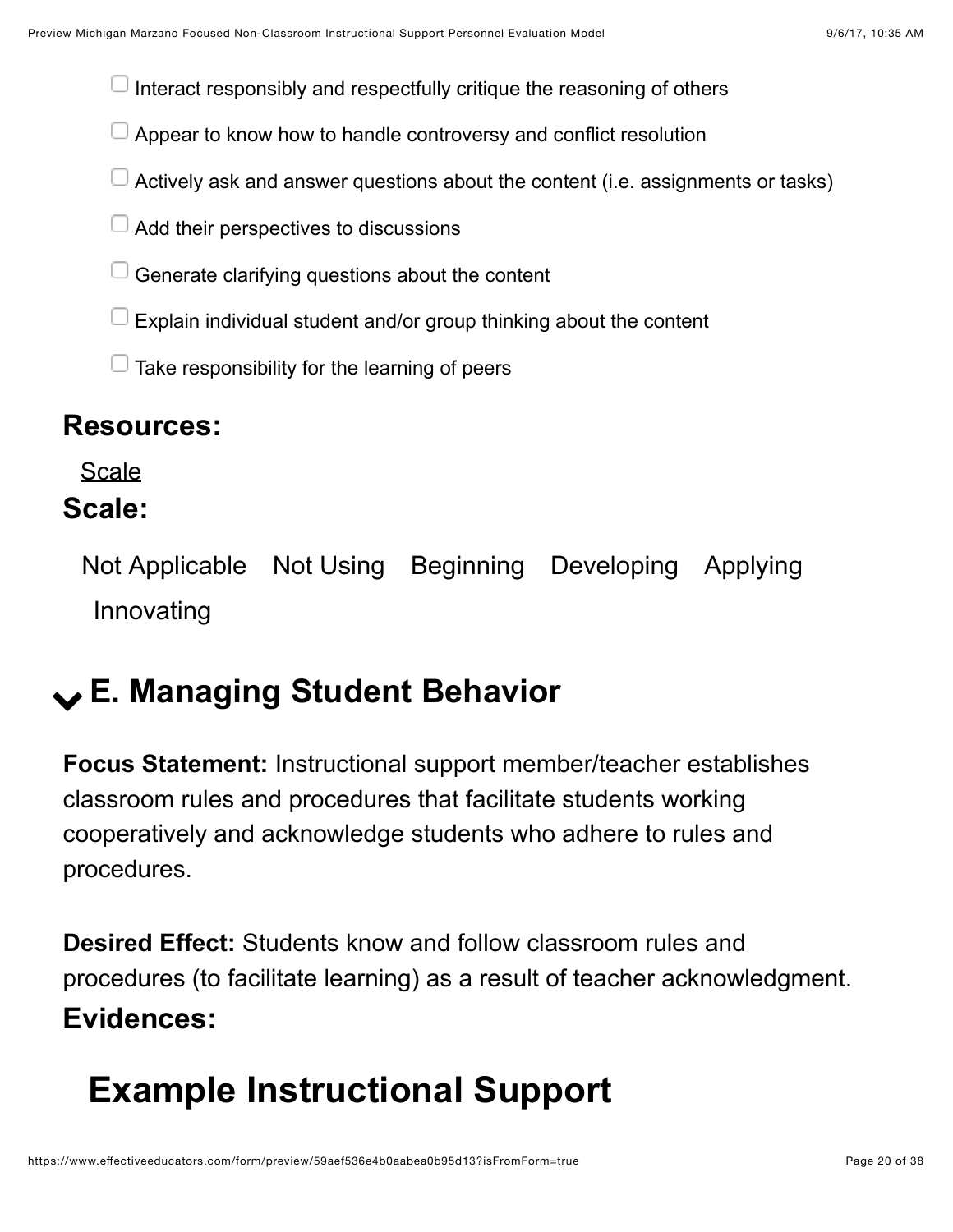- [ ] Interact responsibly and respectfully critique the reasoning of others
- [ ] Appear to know how to handle controversy and conflict resolution
- [ ] Actively ask and answer questions about the content (i.e. assignments or tasks)
- [ ] Add their perspectives to discussions
- [ ] Generate clarifying questions about the content
- [ ] Explain individual student and/or group thinking about the content
- [ ] Take responsibility for the learning of peers

### Resources:

Scale

### Scale:

Not Applicable Not Using Beginning Developing Applying Innovating

## E. Managing Student Behavior

**Focus Statement:** Instructional support member/teacher establishes classroom rules and procedures that facilitate students working cooperatively and acknowledge students who adhere to rules and procedures.

**Desired Effect:** Students know and follow classroom rules and procedures (to facilitate learning) as a result of teacher acknowledgment.

### Evidences:

## Example Instructional Support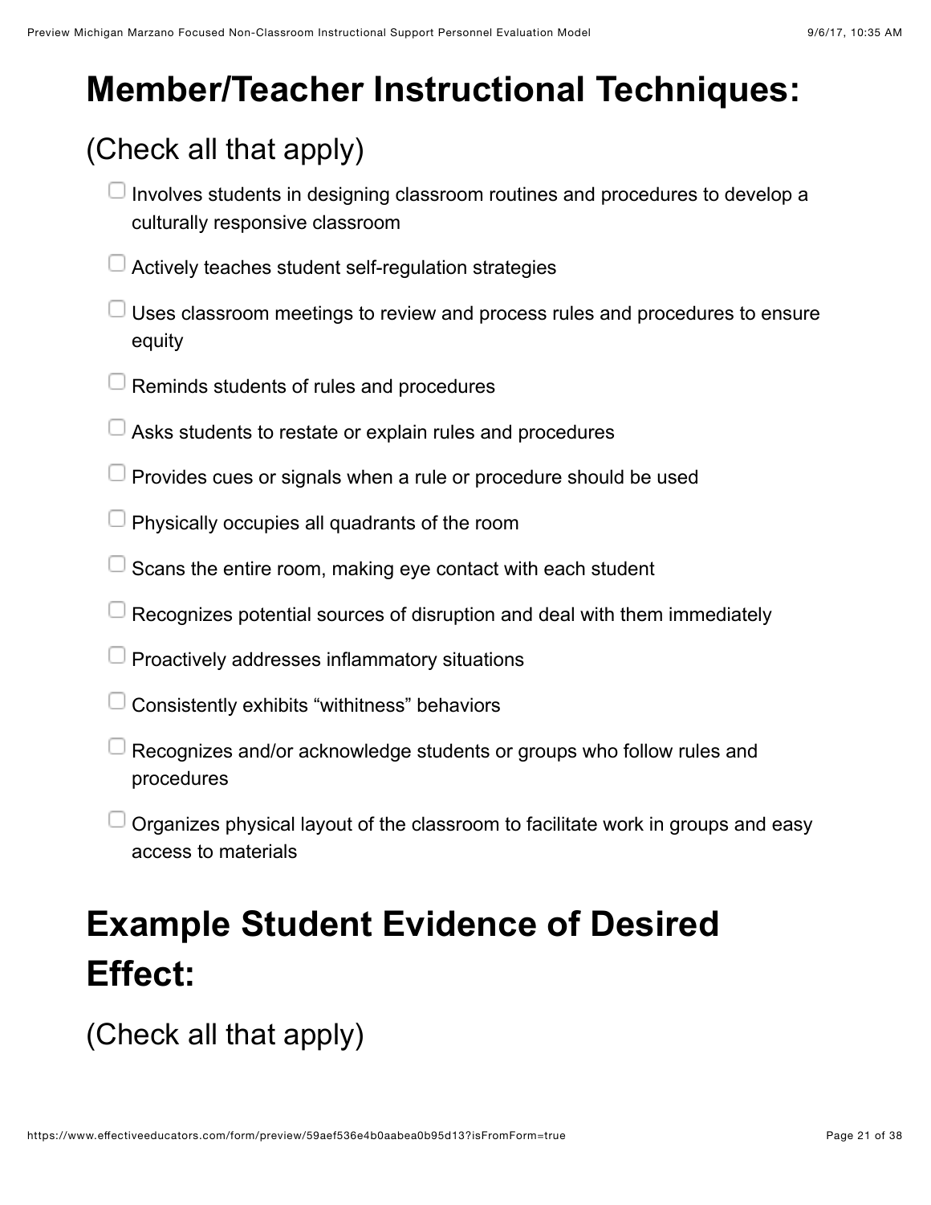# Member/Teacher Instructional Techniques:

(Check all that apply)

- [ ] Involves students in designing classroom routines and procedures to develop a culturally responsive classroom
- [ ] Actively teaches student self-regulation strategies
- [ ] Uses classroom meetings to review and process rules and procedures to ensure equity
- [ ] Reminds students of rules and procedures
- [ ] Asks students to restate or explain rules and procedures
- [ ] Provides cues or signals when a rule or procedure should be used
- [ ] Physically occupies all quadrants of the room
- [ ] Scans the entire room, making eye contact with each student
- [ ] Recognizes potential sources of disruption and deal with them immediately
- [ ] Proactively addresses inflammatory situations
- [ ] Consistently exhibits “withitness” behaviors
- [ ] Recognizes and/or acknowledge students or groups who follow rules and procedures
- [ ] Organizes physical layout of the classroom to facilitate work in groups and easy access to materials

# Example Student Evidence of Desired Effect:

(Check all that apply)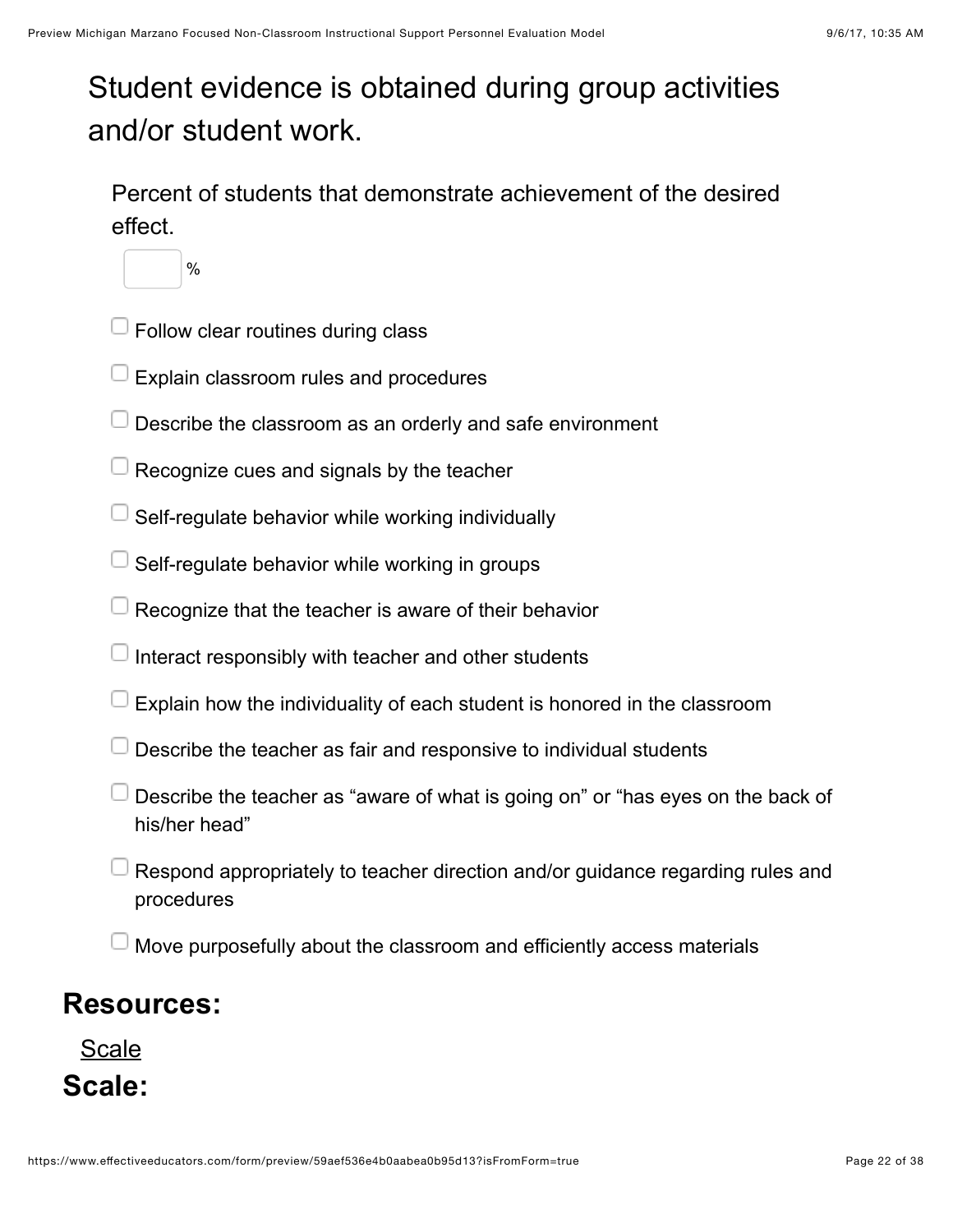## Student evidence is obtained during group activities and/or student work.

Percent of students that demonstrate achievement of the desired effect.

[ ] %

- [ ] Follow clear routines during class
- [ ] Explain classroom rules and procedures
- [ ] Describe the classroom as an orderly and safe environment
- [ ] Recognize cues and signals by the teacher
- [ ] Self-regulate behavior while working individually
- [ ] Self-regulate behavior while working in groups
- [ ] Recognize that the teacher is aware of their behavior
- [ ] Interact responsibly with teacher and other students
- [ ] Explain how the individuality of each student is honored in the classroom
- [ ] Describe the teacher as fair and responsive to individual students
- [ ] Describe the teacher as “aware of what is going on” or “has eyes on the back of his/her head”
- [ ] Respond appropriately to teacher direction and/or guidance regarding rules and procedures
- [ ] Move purposefully about the classroom and efficiently access materials

## Resources:

Scale

## Scale: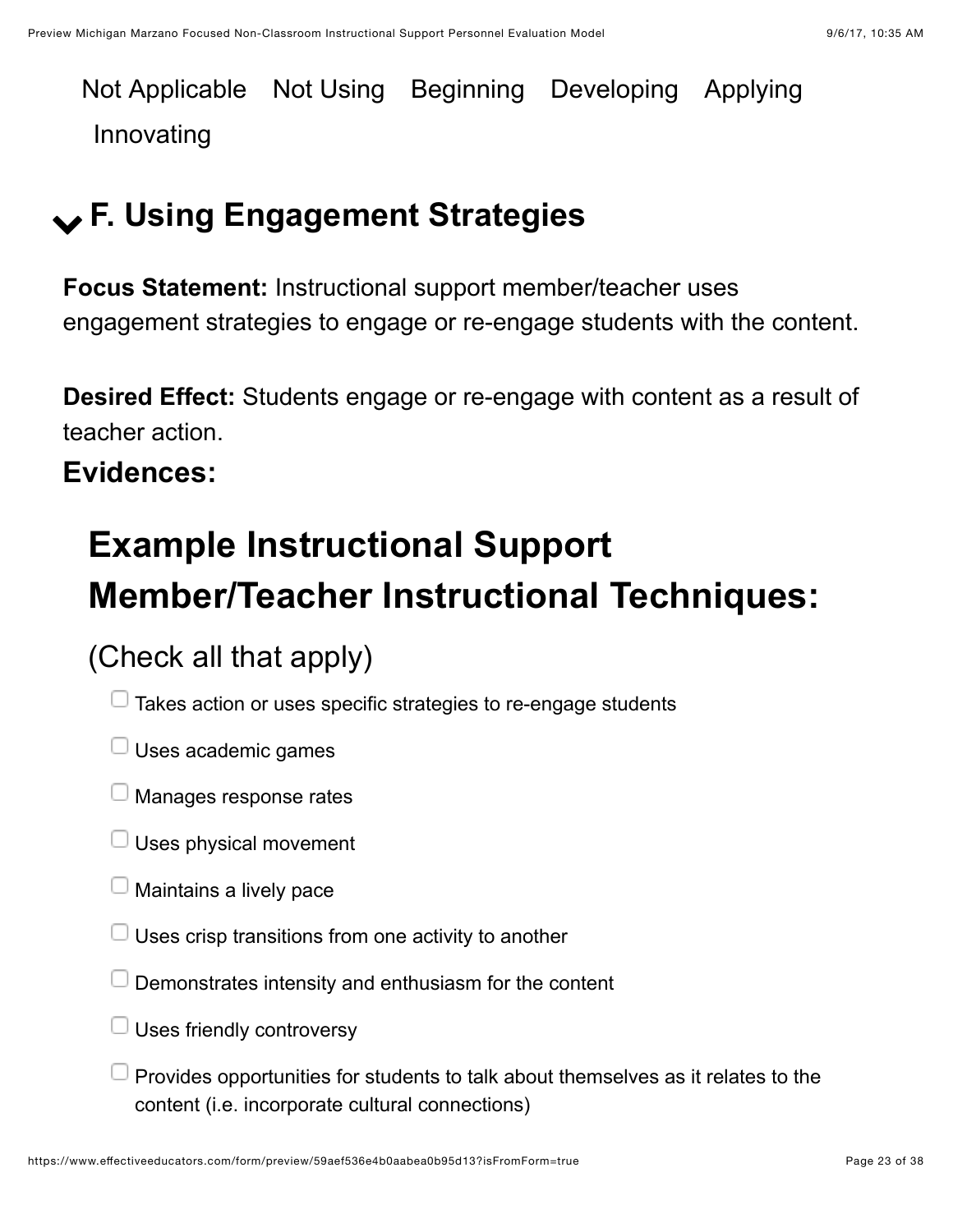Not Applicable Not Using Beginning Developing Applying Innovating

## F. Using Engagement Strategies

**Focus Statement:** Instructional support member/teacher uses engagement strategies to engage or re-engage students with the content.

**Desired Effect:** Students engage or re-engage with content as a result of teacher action.

**Evidences:**

# Example Instructional Support Member/Teacher Instructional Techniques:

(Check all that apply)

- [ ] Takes action or uses specific strategies to re-engage students
- [ ] Uses academic games
- [ ] Manages response rates
- [ ] Uses physical movement
- [ ] Maintains a lively pace
- [ ] Uses crisp transitions from one activity to another
- [ ] Demonstrates intensity and enthusiasm for the content
- [ ] Uses friendly controversy
- [ ] Provides opportunities for students to talk about themselves as it relates to the content (i.e. incorporate cultural connections)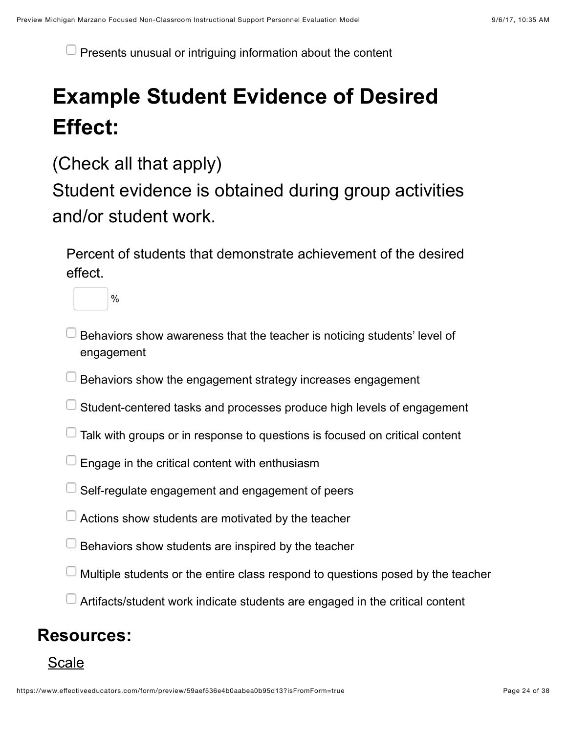- [ ] Presents unusual or intriguing information about the content

## Example Student Evidence of Desired Effect:

(Check all that apply)
Student evidence is obtained during group activities and/or student work.

Percent of students that demonstrate achievement of the desired effect.

_____ %

- [ ] Behaviors show awareness that the teacher is noticing students' level of engagement
- [ ] Behaviors show the engagement strategy increases engagement
- [ ] Student-centered tasks and processes produce high levels of engagement
- [ ] Talk with groups or in response to questions is focused on critical content
- [ ] Engage in the critical content with enthusiasm
- [ ] Self-regulate engagement and engagement of peers
- [ ] Actions show students are motivated by the teacher
- [ ] Behaviors show students are inspired by the teacher
- [ ] Multiple students or the entire class respond to questions posed by the teacher
- [ ] Artifacts/student work indicate students are engaged in the critical content

### Resources:

Scale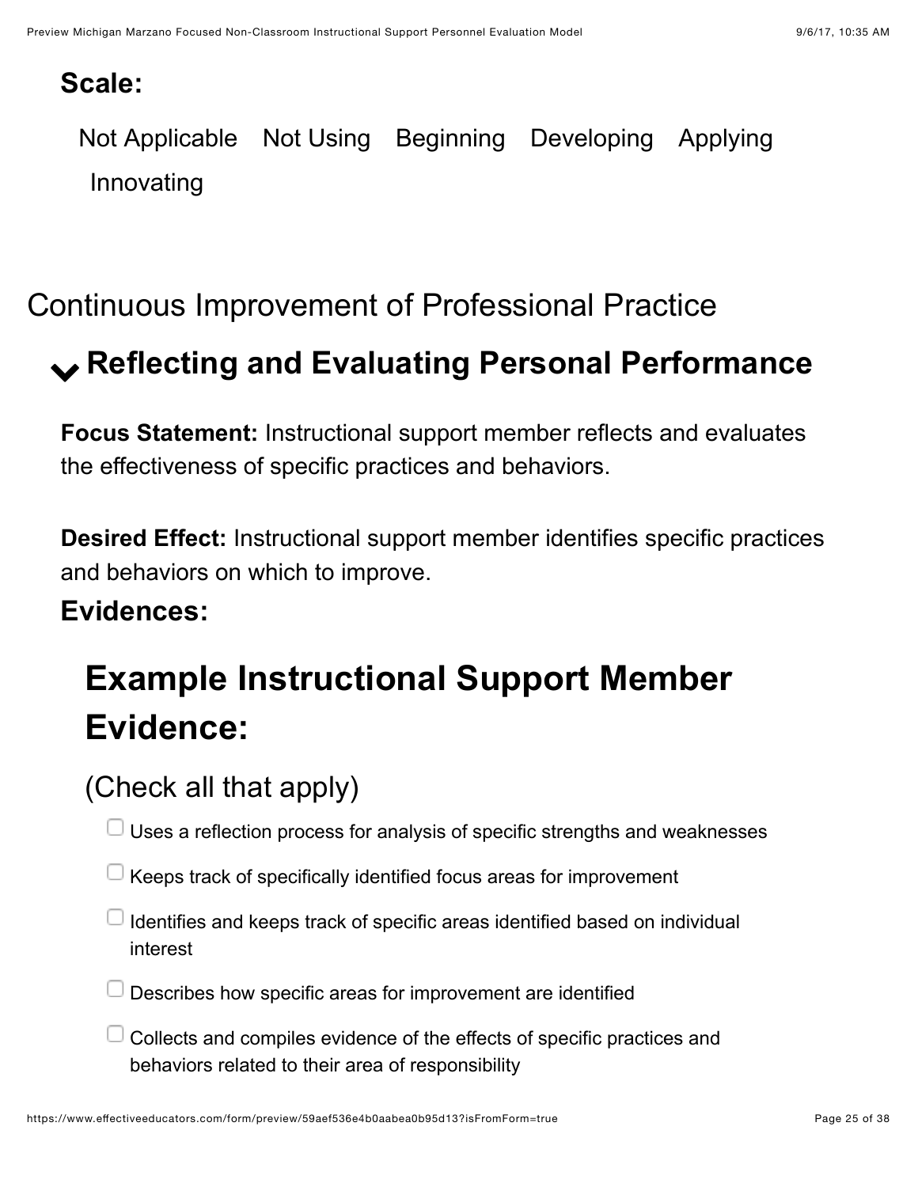**Scale:**

Not Applicable   Not Using   Beginning   Developing   Applying   Innovating

## Continuous Improvement of Professional Practice

### Reflecting and Evaluating Personal Performance

**Focus Statement:** Instructional support member reflects and evaluates the effectiveness of specific practices and behaviors.

**Desired Effect:** Instructional support member identifies specific practices and behaviors on which to improve.

**Evidences:**

## Example Instructional Support Member Evidence:

(Check all that apply)

- [ ] Uses a reflection process for analysis of specific strengths and weaknesses
- [ ] Keeps track of specifically identified focus areas for improvement
- [ ] Identifies and keeps track of specific areas identified based on individual interest
- [ ] Describes how specific areas for improvement are identified
- [ ] Collects and compiles evidence of the effects of specific practices and behaviors related to their area of responsibility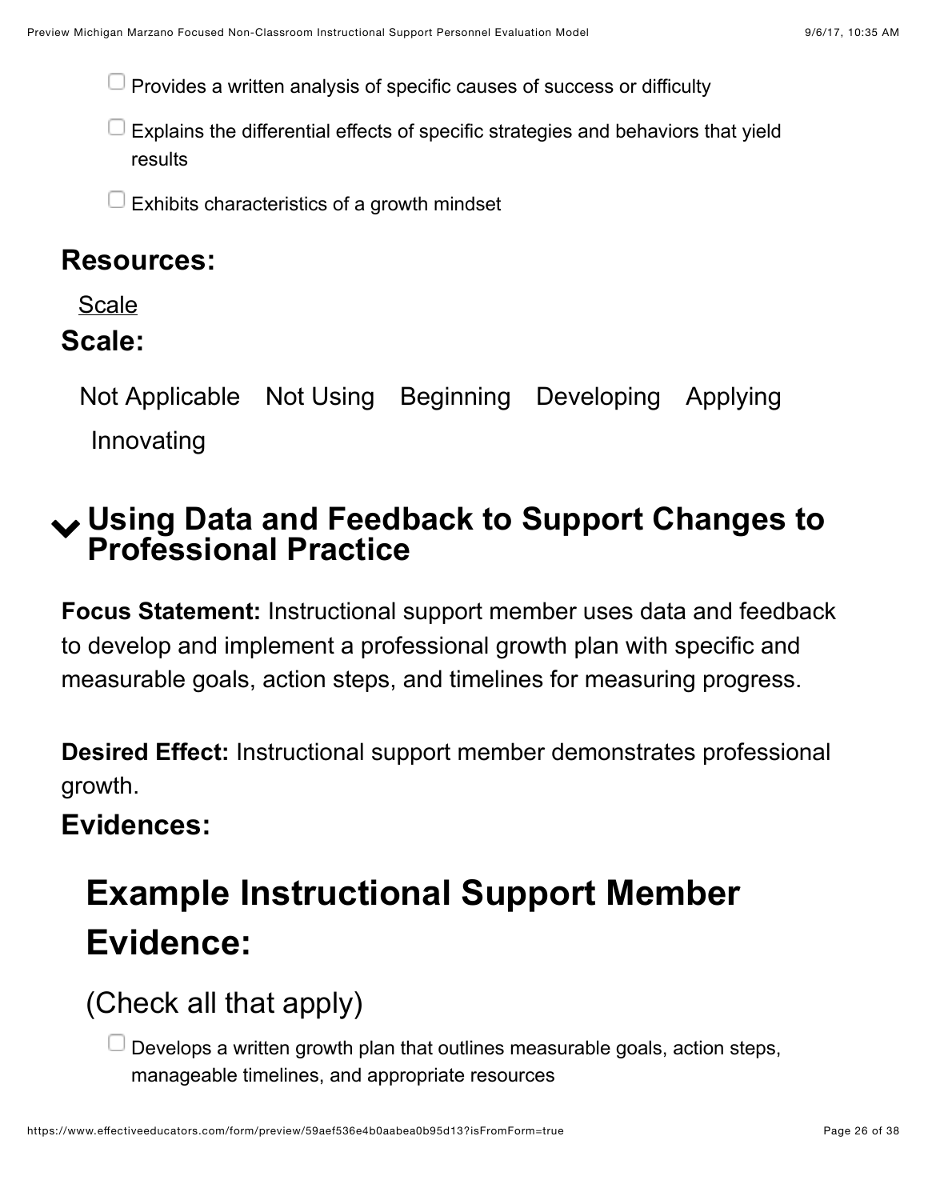- ☐ Provides a written analysis of specific causes of success or difficulty
- ☐ Explains the differential effects of specific strategies and behaviors that yield results
- ☐ Exhibits characteristics of a growth mindset

### Resources:

Scale

### Scale:

Not Applicable  Not Using  Beginning  Developing  Applying  Innovating

## Using Data and Feedback to Support Changes to Professional Practice

**Focus Statement:** Instructional support member uses data and feedback to develop and implement a professional growth plan with specific and measurable goals, action steps, and timelines for measuring progress.

**Desired Effect:** Instructional support member demonstrates professional growth.

### Evidences:

## Example Instructional Support Member Evidence:

(Check all that apply)

- ☐ Develops a written growth plan that outlines measurable goals, action steps, manageable timelines, and appropriate resources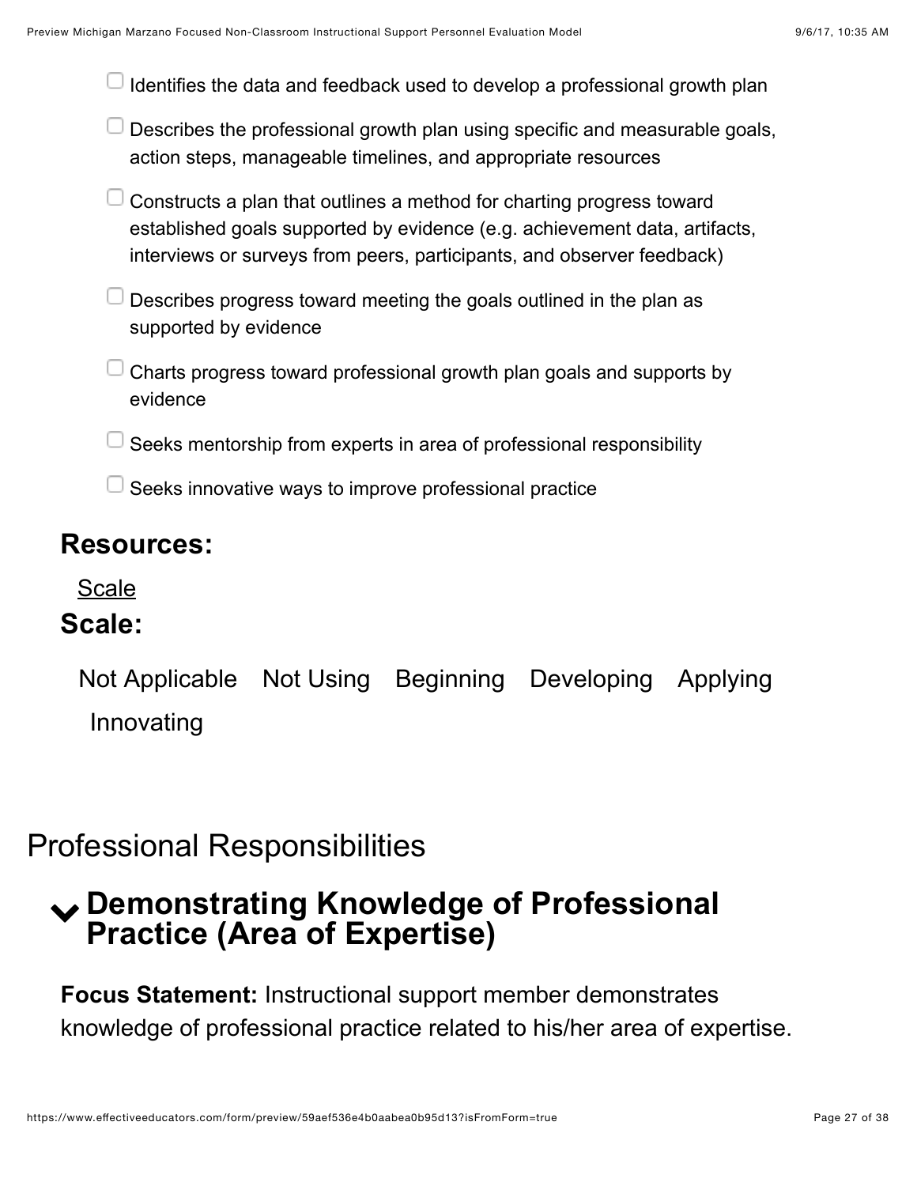- [ ] Identifies the data and feedback used to develop a professional growth plan
- [ ] Describes the professional growth plan using specific and measurable goals, action steps, manageable timelines, and appropriate resources
- [ ] Constructs a plan that outlines a method for charting progress toward established goals supported by evidence (e.g. achievement data, artifacts, interviews or surveys from peers, participants, and observer feedback)
- [ ] Describes progress toward meeting the goals outlined in the plan as supported by evidence
- [ ] Charts progress toward professional growth plan goals and supports by evidence
- [ ] Seeks mentorship from experts in area of professional responsibility
- [ ] Seeks innovative ways to improve professional practice

### Resources:

Scale

### Scale:

Not Applicable Not Using Beginning Developing Applying Innovating

## Professional Responsibilities

### Demonstrating Knowledge of Professional Practice (Area of Expertise)

**Focus Statement:** Instructional support member demonstrates knowledge of professional practice related to his/her area of expertise.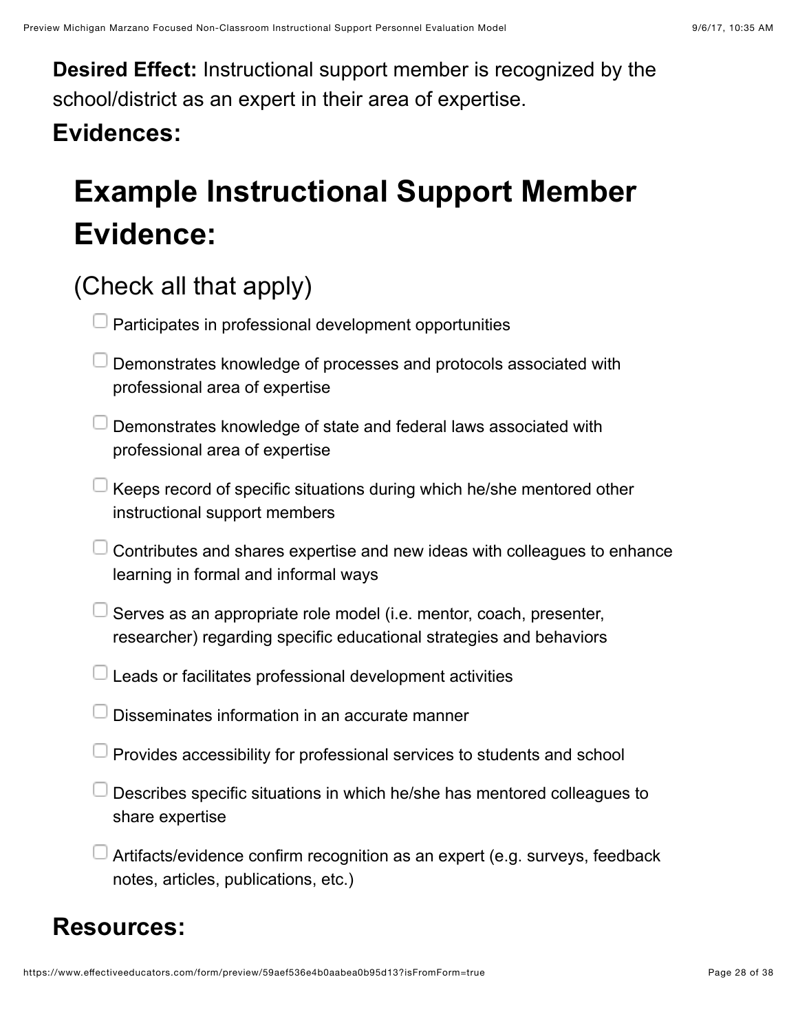**Desired Effect:** Instructional support member is recognized by the school/district as an expert in their area of expertise.

**Evidences:**

# Example Instructional Support Member Evidence:

## (Check all that apply)

- [ ] Participates in professional development opportunities
- [ ] Demonstrates knowledge of processes and protocols associated with professional area of expertise
- [ ] Demonstrates knowledge of state and federal laws associated with professional area of expertise
- [ ] Keeps record of specific situations during which he/she mentored other instructional support members
- [ ] Contributes and shares expertise and new ideas with colleagues to enhance learning in formal and informal ways
- [ ] Serves as an appropriate role model (i.e. mentor, coach, presenter, researcher) regarding specific educational strategies and behaviors
- [ ] Leads or facilitates professional development activities
- [ ] Disseminates information in an accurate manner
- [ ] Provides accessibility for professional services to students and school
- [ ] Describes specific situations in which he/she has mentored colleagues to share expertise
- [ ] Artifacts/evidence confirm recognition as an expert (e.g. surveys, feedback notes, articles, publications, etc.)

**Resources:**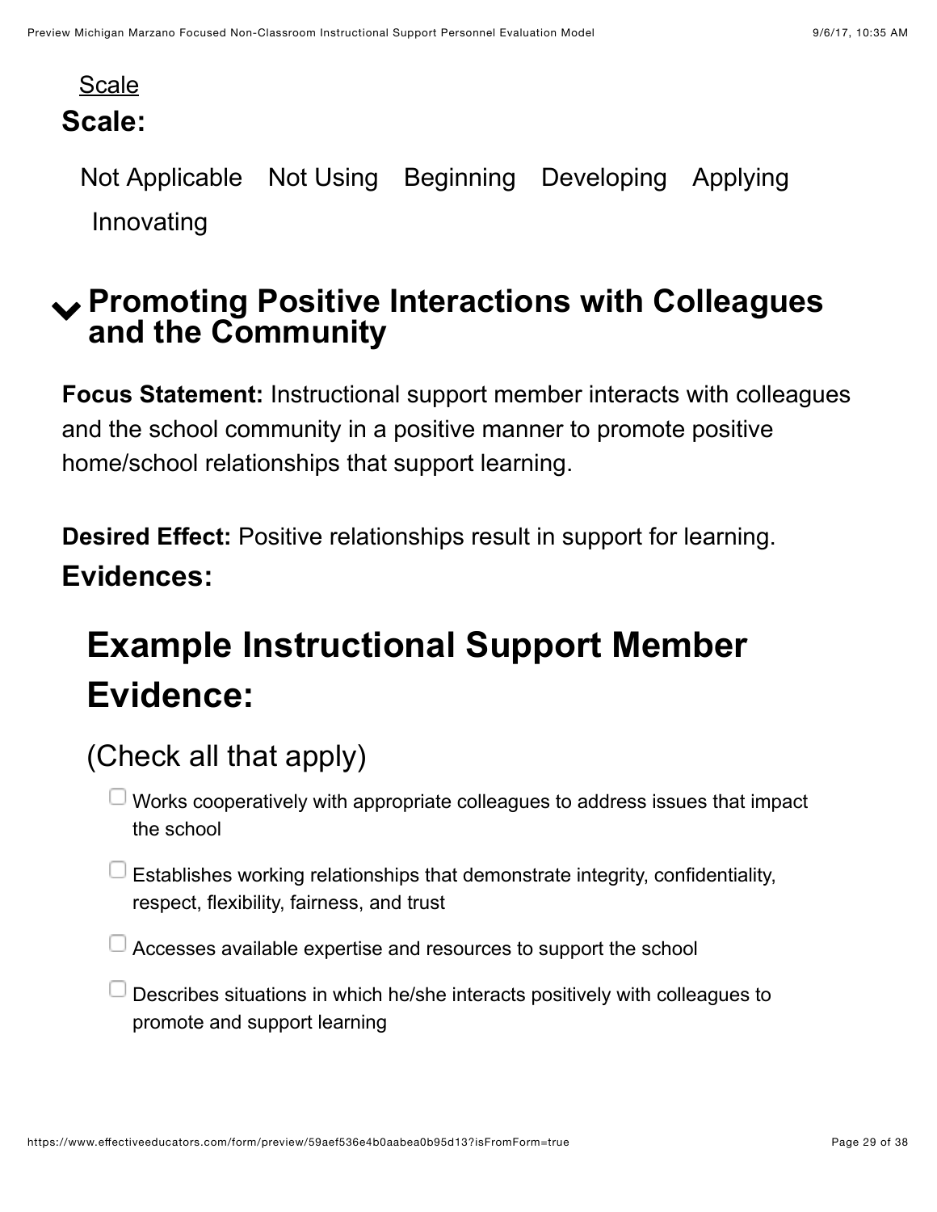Scale

**Scale:**

Not Applicable    Not Using    Beginning    Developing    Applying    Innovating

## Promoting Positive Interactions with Colleagues and the Community

**Focus Statement:** Instructional support member interacts with colleagues and the school community in a positive manner to promote positive home/school relationships that support learning.

**Desired Effect:** Positive relationships result in support for learning.

**Evidences:**

# Example Instructional Support Member Evidence:

(Check all that apply)

- ☐ Works cooperatively with appropriate colleagues to address issues that impact the school
- ☐ Establishes working relationships that demonstrate integrity, confidentiality, respect, flexibility, fairness, and trust
- ☐ Accesses available expertise and resources to support the school
- ☐ Describes situations in which he/she interacts positively with colleagues to promote and support learning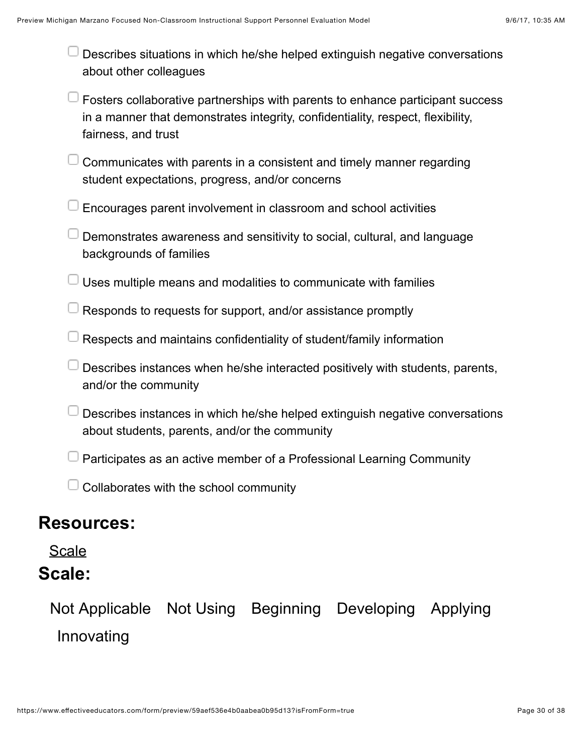- [ ] Describes situations in which he/she helped extinguish negative conversations about other colleagues
- [ ] Fosters collaborative partnerships with parents to enhance participant success in a manner that demonstrates integrity, confidentiality, respect, flexibility, fairness, and trust
- [ ] Communicates with parents in a consistent and timely manner regarding student expectations, progress, and/or concerns
- [ ] Encourages parent involvement in classroom and school activities
- [ ] Demonstrates awareness and sensitivity to social, cultural, and language backgrounds of families
- [ ] Uses multiple means and modalities to communicate with families
- [ ] Responds to requests for support, and/or assistance promptly
- [ ] Respects and maintains confidentiality of student/family information
- [ ] Describes instances when he/she interacted positively with students, parents, and/or the community
- [ ] Describes instances in which he/she helped extinguish negative conversations about students, parents, and/or the community
- [ ] Participates as an active member of a Professional Learning Community
- [ ] Collaborates with the school community

## Resources:

Scale

## Scale:

Not Applicable Not Using Beginning Developing Applying Innovating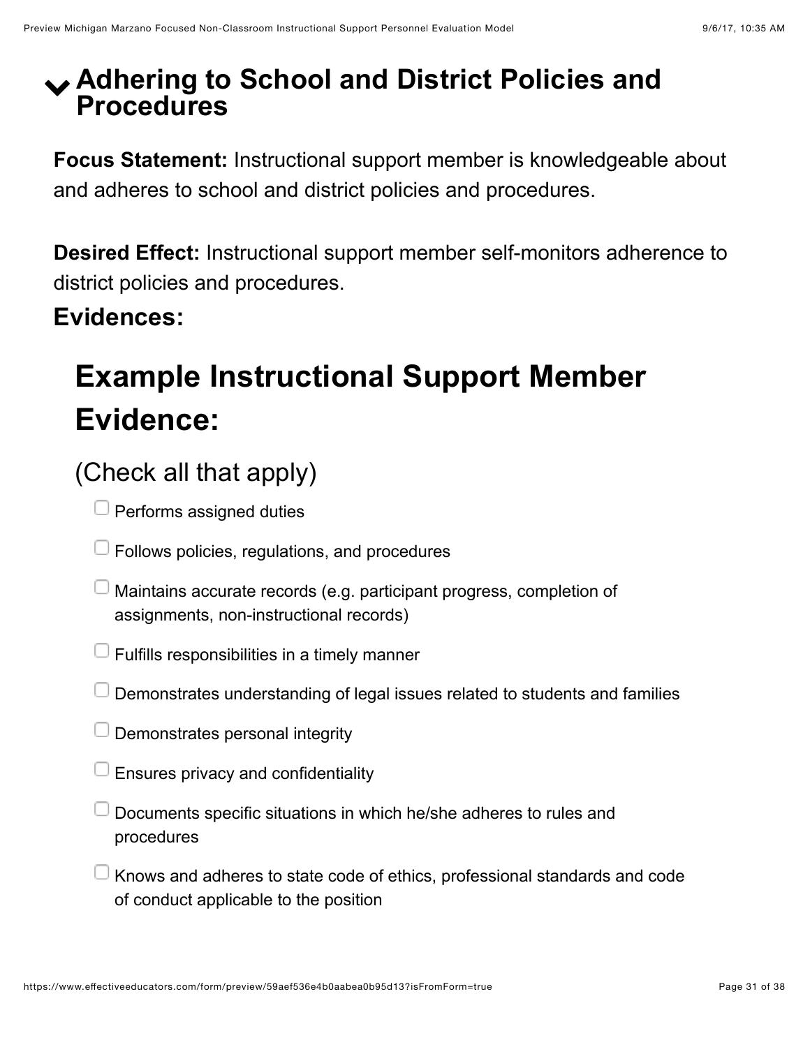## Adhering to School and District Policies and Procedures

**Focus Statement:** Instructional support member is knowledgeable about and adheres to school and district policies and procedures.

**Desired Effect:** Instructional support member self-monitors adherence to district policies and procedures.

### Evidences:

# Example Instructional Support Member Evidence:

(Check all that apply)

- [ ] Performs assigned duties
- [ ] Follows policies, regulations, and procedures
- [ ] Maintains accurate records (e.g. participant progress, completion of assignments, non-instructional records)
- [ ] Fulfills responsibilities in a timely manner
- [ ] Demonstrates understanding of legal issues related to students and families
- [ ] Demonstrates personal integrity
- [ ] Ensures privacy and confidentiality
- [ ] Documents specific situations in which he/she adheres to rules and procedures
- [ ] Knows and adheres to state code of ethics, professional standards and code of conduct applicable to the position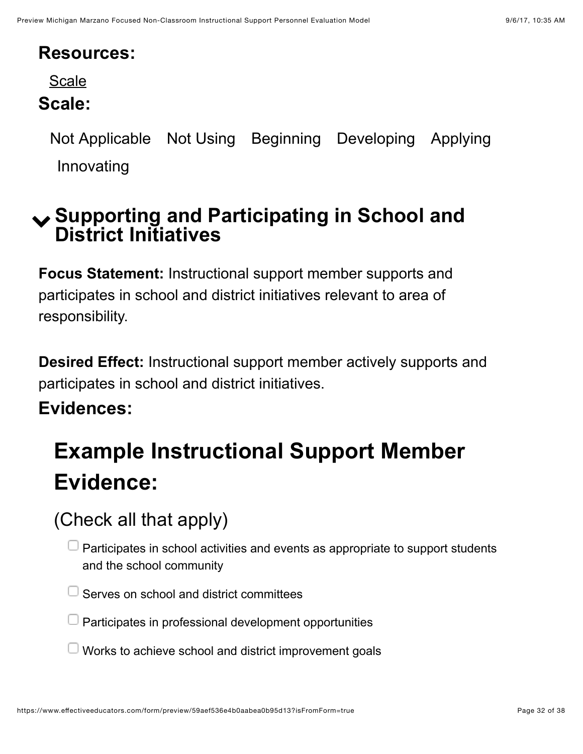## Resources:

[Scale]

## Scale:

Not Applicable Not Using Beginning Developing Applying Innovating

## Supporting and Participating in School and District Initiatives

**Focus Statement:** Instructional support member supports and participates in school and district initiatives relevant to area of responsibility.

**Desired Effect:** Instructional support member actively supports and participates in school and district initiatives.

## Evidences:

# Example Instructional Support Member Evidence:

(Check all that apply)

- [ ] Participates in school activities and events as appropriate to support students and the school community
- [ ] Serves on school and district committees
- [ ] Participates in professional development opportunities
- [ ] Works to achieve school and district improvement goals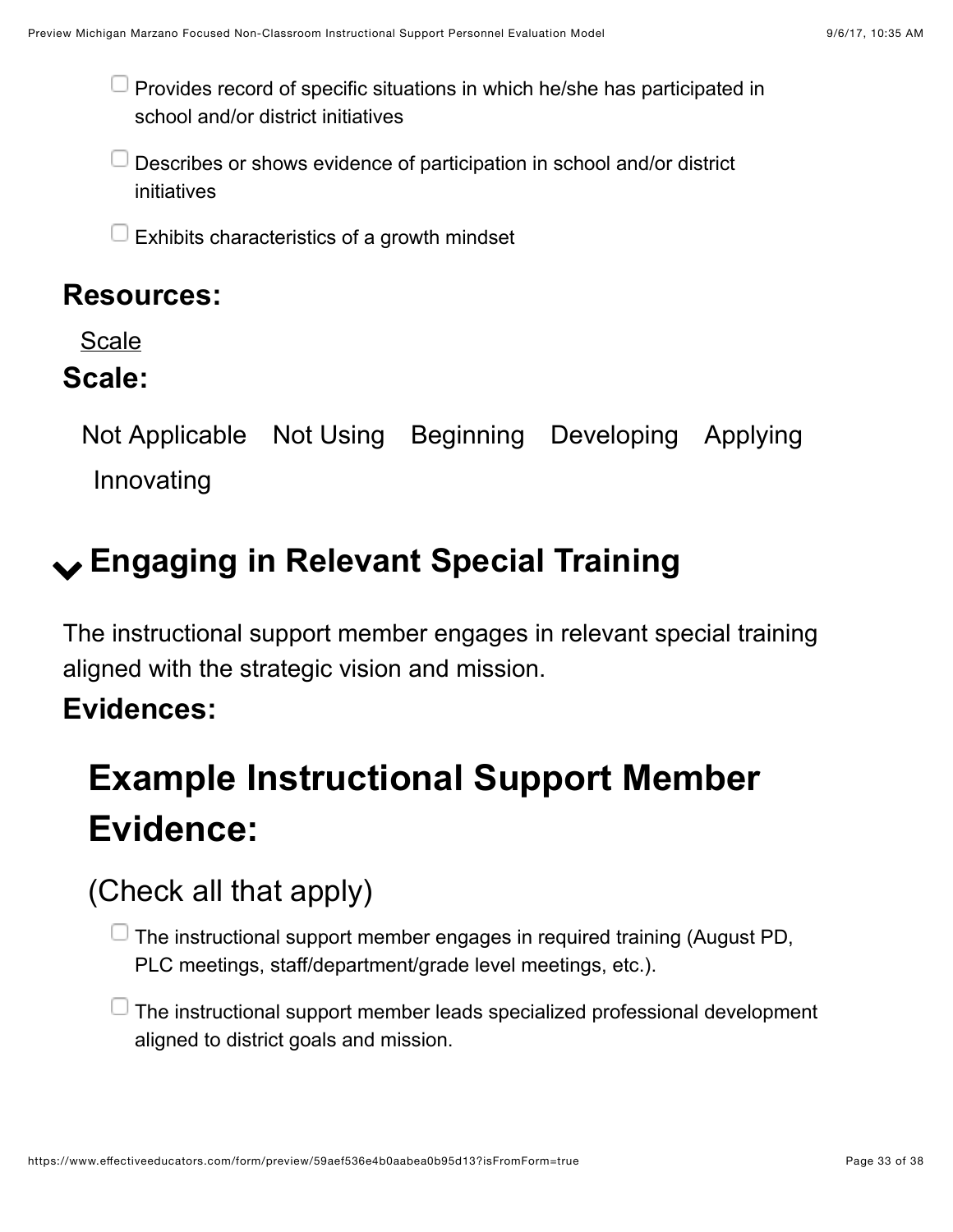- ☐ Provides record of specific situations in which he/she has participated in school and/or district initiatives
- ☐ Describes or shows evidence of participation in school and/or district initiatives
- ☐ Exhibits characteristics of a growth mindset

### Resources:

Scale

### Scale:

Not Applicable   Not Using   Beginning   Developing   Applying   Innovating

## Engaging in Relevant Special Training

The instructional support member engages in relevant special training aligned with the strategic vision and mission.

### Evidences:

## Example Instructional Support Member Evidence:

(Check all that apply)

- ☐ The instructional support member engages in required training (August PD, PLC meetings, staff/department/grade level meetings, etc.).
- ☐ The instructional support member leads specialized professional development aligned to district goals and mission.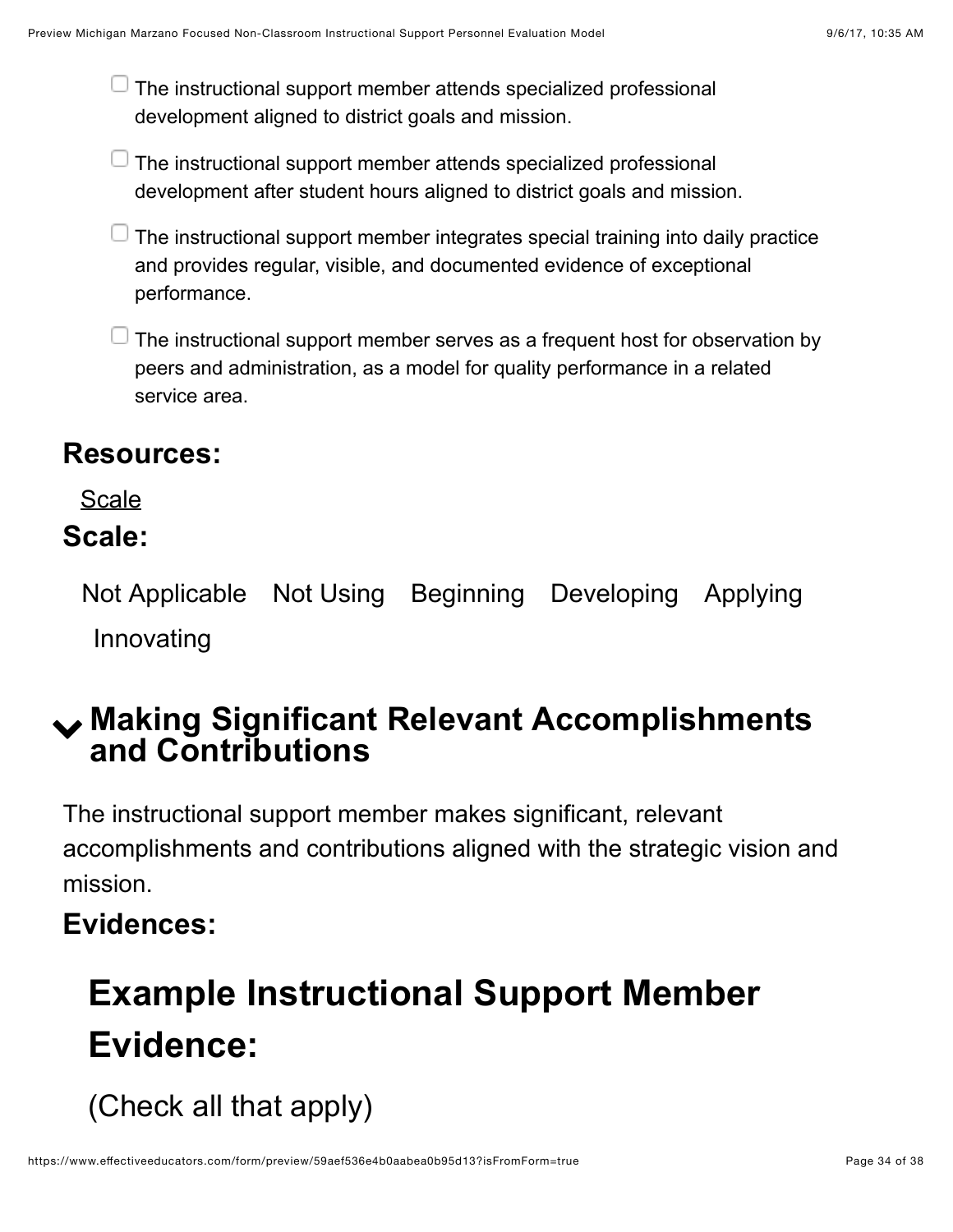- [ ] The instructional support member attends specialized professional development aligned to district goals and mission.
- [ ] The instructional support member attends specialized professional development after student hours aligned to district goals and mission.
- [ ] The instructional support member integrates special training into daily practice and provides regular, visible, and documented evidence of exceptional performance.
- [ ] The instructional support member serves as a frequent host for observation by peers and administration, as a model for quality performance in a related service area.

## Resources:

Scale

## Scale:

Not Applicable Not Using Beginning Developing Applying Innovating

## Making Significant Relevant Accomplishments and Contributions

The instructional support member makes significant, relevant accomplishments and contributions aligned with the strategic vision and mission.

## Evidences:

# Example Instructional Support Member Evidence:

(Check all that apply)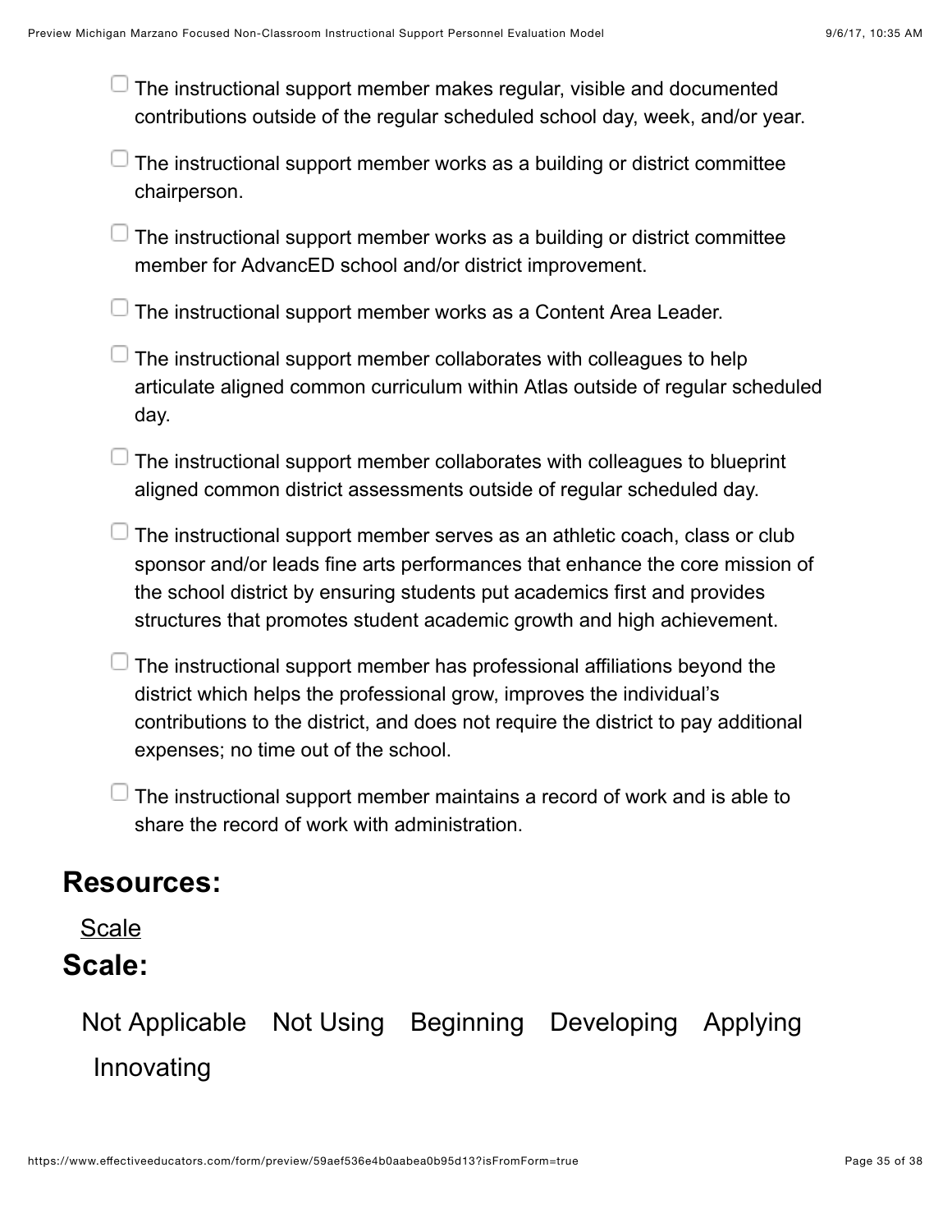- [ ] The instructional support member makes regular, visible and documented contributions outside of the regular scheduled school day, week, and/or year.
- [ ] The instructional support member works as a building or district committee chairperson.
- [ ] The instructional support member works as a building or district committee member for AdvancED school and/or district improvement.
- [ ] The instructional support member works as a Content Area Leader.
- [ ] The instructional support member collaborates with colleagues to help articulate aligned common curriculum within Atlas outside of regular scheduled day.
- [ ] The instructional support member collaborates with colleagues to blueprint aligned common district assessments outside of regular scheduled day.
- [ ] The instructional support member serves as an athletic coach, class or club sponsor and/or leads fine arts performances that enhance the core mission of the school district by ensuring students put academics first and provides structures that promotes student academic growth and high achievement.
- [ ] The instructional support member has professional affiliations beyond the district which helps the professional grow, improves the individual's contributions to the district, and does not require the district to pay additional expenses; no time out of the school.
- [ ] The instructional support member maintains a record of work and is able to share the record of work with administration.

## Resources:

Scale

## Scale:

Not Applicable Not Using Beginning Developing Applying Innovating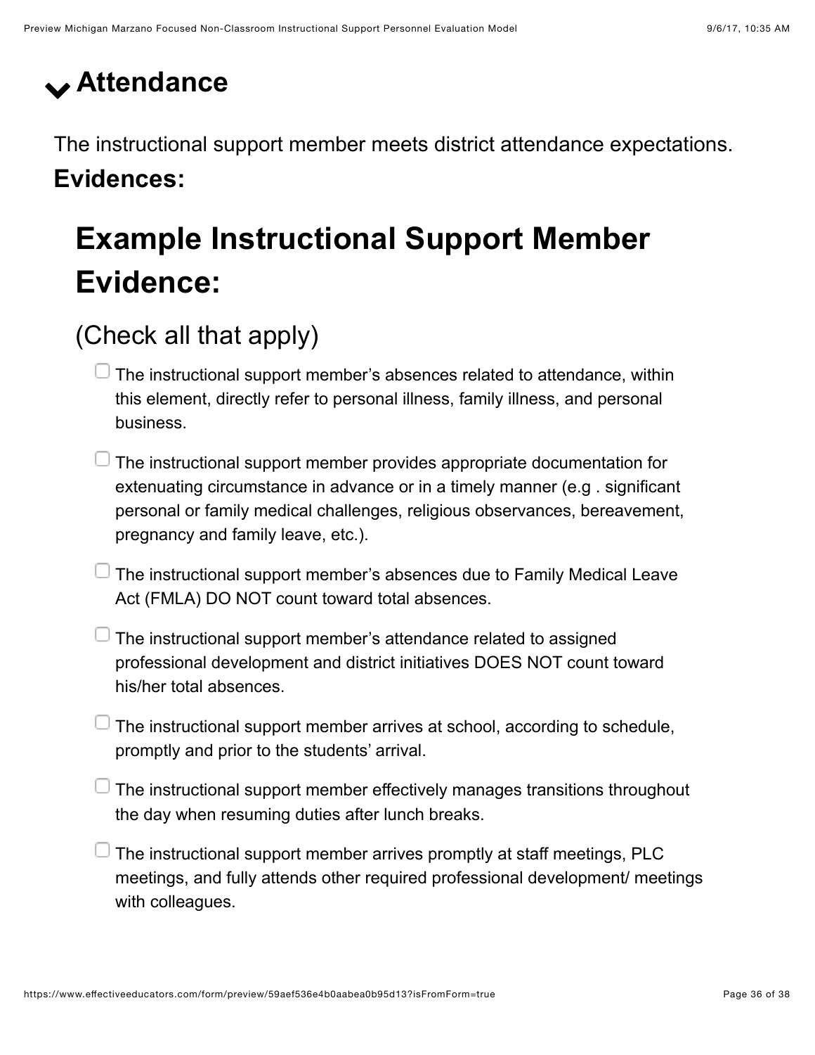## Attendance

The instructional support member meets district attendance expectations.

**Evidences:**

# Example Instructional Support Member Evidence:

## (Check all that apply)

- [ ] The instructional support member's absences related to attendance, within this element, directly refer to personal illness, family illness, and personal business.
- [ ] The instructional support member provides appropriate documentation for extenuating circumstance in advance or in a timely manner (e.g . significant personal or family medical challenges, religious observances, bereavement, pregnancy and family leave, etc.).
- [ ] The instructional support member's absences due to Family Medical Leave Act (FMLA) DO NOT count toward total absences.
- [ ] The instructional support member's attendance related to assigned professional development and district initiatives DOES NOT count toward his/her total absences.
- [ ] The instructional support member arrives at school, according to schedule, promptly and prior to the students' arrival.
- [ ] The instructional support member effectively manages transitions throughout the day when resuming duties after lunch breaks.
- [ ] The instructional support member arrives promptly at staff meetings, PLC meetings, and fully attends other required professional development/ meetings with colleagues.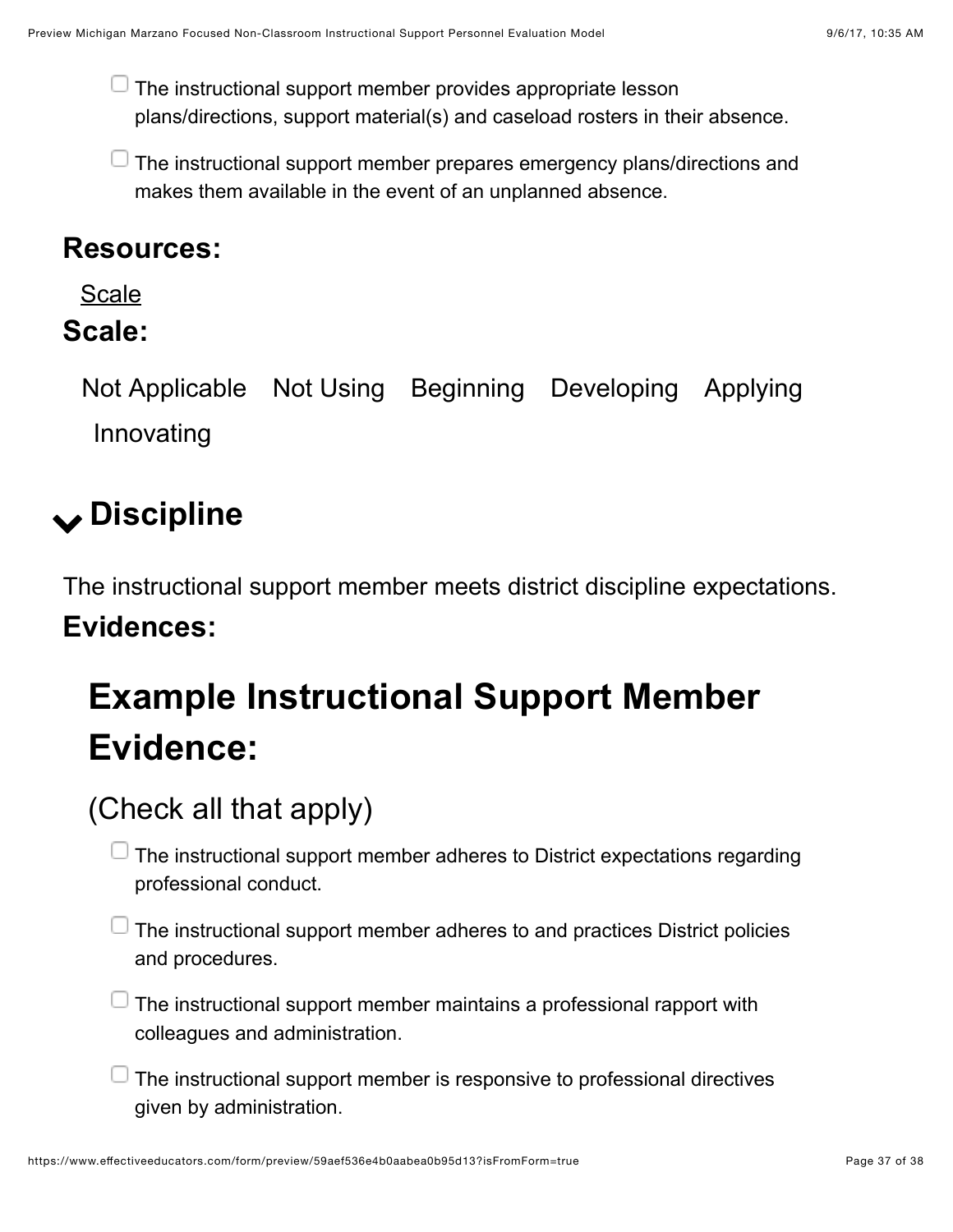- [ ] The instructional support member provides appropriate lesson plans/directions, support material(s) and caseload rosters in their absence.
- [ ] The instructional support member prepares emergency plans/directions and makes them available in the event of an unplanned absence.

### Resources:

Scale

### Scale:

Not Applicable Not Using Beginning Developing Applying Innovating

## Discipline

The instructional support member meets district discipline expectations.

### Evidences:

## Example Instructional Support Member Evidence:

(Check all that apply)

- [ ] The instructional support member adheres to District expectations regarding professional conduct.
- [ ] The instructional support member adheres to and practices District policies and procedures.
- [ ] The instructional support member maintains a professional rapport with colleagues and administration.
- [ ] The instructional support member is responsive to professional directives given by administration.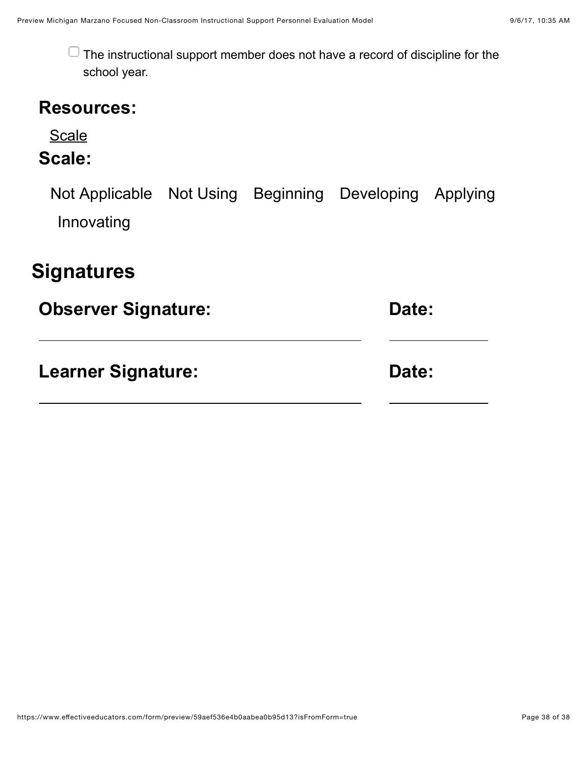- [ ] The instructional support member does not have a record of discipline for the school year.

## Resources:

Scale

## Scale:

Not Applicable    Not Using    Beginning    Developing    Applying    Innovating

# Signatures

**Observer Signature:** ______________________________ **Date:** ____________

**Learner Signature:** ______________________________ **Date:** ____________